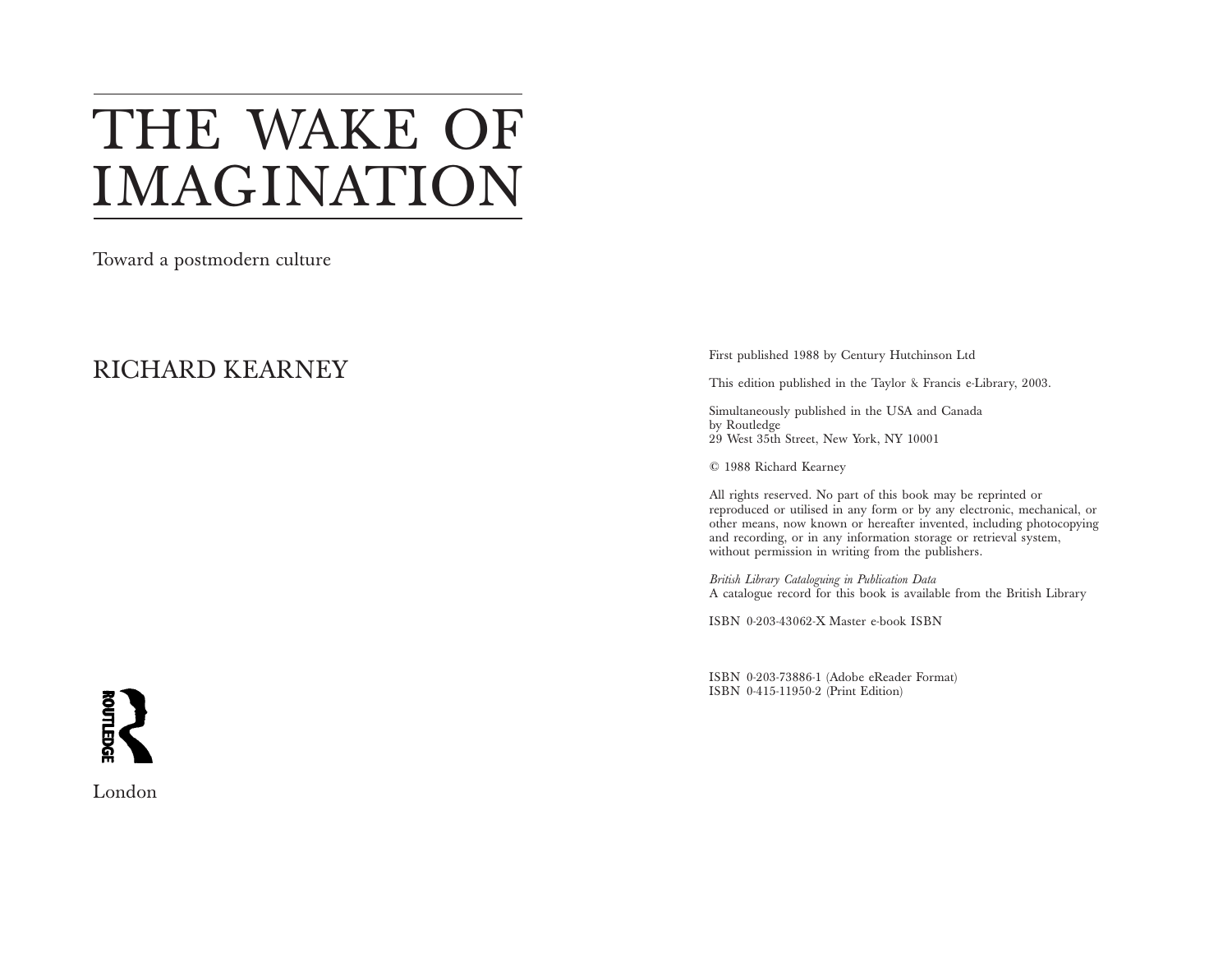# THE WAKE OF IMAGINATION

Toward a postmodern culture

RICHARD KEARNEY

London

First published 1988 by Century Hutchinson Ltd

This edition published in the Taylor & Francis e-Library, 2003.

Simultaneously published in the USA and Canada
by Routledge
29 West 35th Street, New York, NY 10001

© 1988 Richard Kearney

All rights reserved. No part of this book may be reprinted or reproduced or utilised in any form or by any electronic, mechanical, or other means, now known or hereafter invented, including photocopying and recording, or in any information storage or retrieval system, without permission in writing from the publishers.

*British Library Cataloguing in Publication Data*
A catalogue record for this book is available from the British Library

ISBN 0-203-43062-X Master e-book ISBN

ISBN 0-203-73886-1 (Adobe eReader Format)
ISBN 0-415-11950-2 (Print Edition)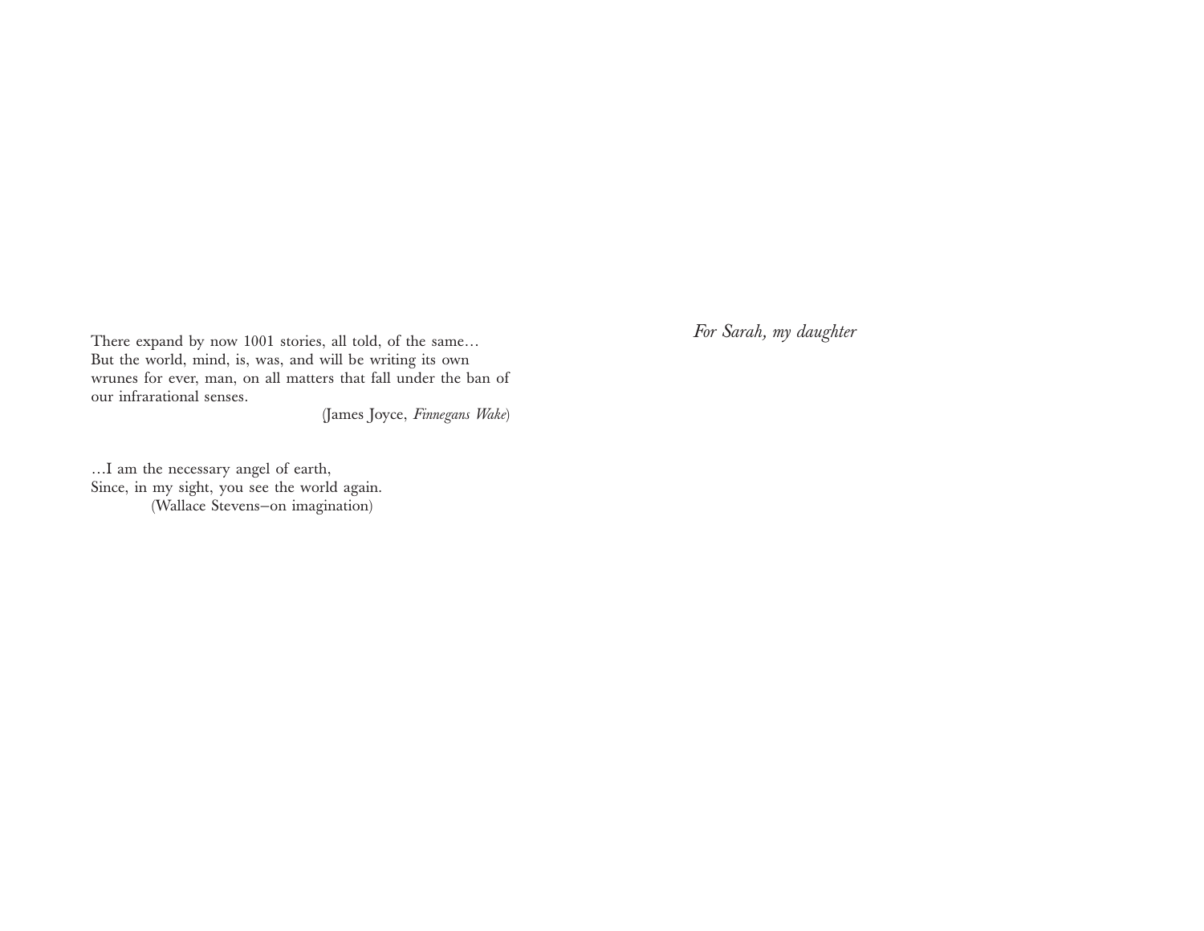There expand by now 1001 stories, all told, of the same…
But the world, mind, is, was, and will be writing its own
wrunes for ever, man, on all matters that fall under the ban of
our infrarational senses.

(James Joyce, *Finnegans Wake*)

…I am the necessary angel of earth,
Since, in my sight, you see the world again.

(Wallace Stevens–on imagination)

*For Sarah, my daughter*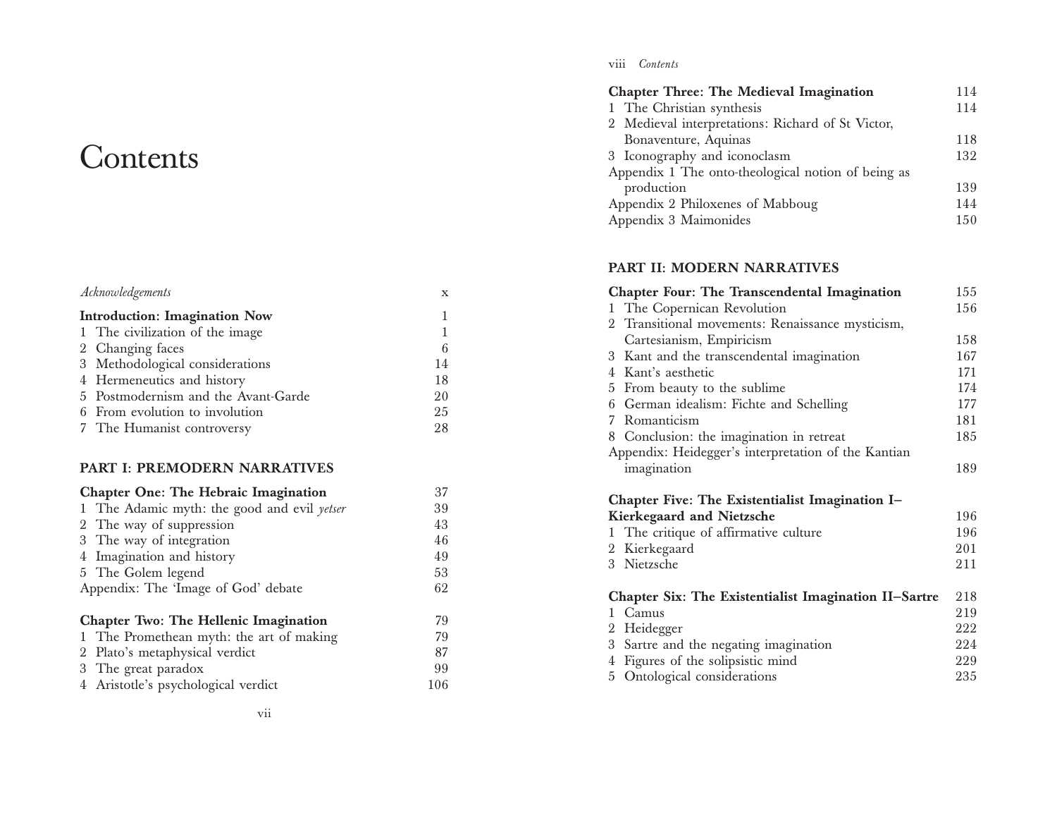# Contents

| | |
|---|---|
| *Acknowledgements* | x |
| **Introduction: Imagination Now** | 1 |
| 1 The civilization of the image | 1 |
| 2 Changing faces | 6 |
| 3 Methodological considerations | 14 |
| 4 Hermeneutics and history | 18 |
| 5 Postmodernism and the Avant-Garde | 20 |
| 6 From evolution to involution | 25 |
| 7 The Humanist controversy | 28 |

## PART I: PREMODERN NARRATIVES

| | |
|---|---|
| **Chapter One: The Hebraic Imagination** | 37 |
| 1 The Adamic myth: the good and evil *yetser* | 39 |
| 2 The way of suppression | 43 |
| 3 The way of integration | 46 |
| 4 Imagination and history | 49 |
| 5 The Golem legend | 53 |
| Appendix: The 'Image of God' debate | 62 |
| **Chapter Two: The Hellenic Imagination** | 79 |
| 1 The Promethean myth: the art of making | 79 |
| 2 Plato's metaphysical verdict | 87 |
| 3 The great paradox | 99 |
| 4 Aristotle's psychological verdict | 106 |
| **Chapter Three: The Medieval Imagination** | 114 |
| 1 The Christian synthesis | 114 |
| 2 Medieval interpretations: Richard of St Victor, Bonaventure, Aquinas | 118 |
| 3 Iconography and iconoclasm | 132 |
| Appendix 1 The onto-theological notion of being as production | 139 |
| Appendix 2 Philoxenes of Mabboug | 144 |
| Appendix 3 Maimonides | 150 |

## PART II: MODERN NARRATIVES

| | |
|---|---|
| **Chapter Four: The Transcendental Imagination** | 155 |
| 1 The Copernican Revolution | 156 |
| 2 Transitional movements: Renaissance mysticism, Cartesianism, Empiricism | 158 |
| 3 Kant and the transcendental imagination | 167 |
| 4 Kant's aesthetic | 171 |
| 5 From beauty to the sublime | 174 |
| 6 German idealism: Fichte and Schelling | 177 |
| 7 Romanticism | 181 |
| 8 Conclusion: the imagination in retreat | 185 |
| Appendix: Heidegger's interpretation of the Kantian imagination | 189 |
| **Chapter Five: The Existentialist Imagination I–Kierkegaard and Nietzsche** | 196 |
| 1 The critique of affirmative culture | 196 |
| 2 Kierkegaard | 201 |
| 3 Nietzsche | 211 |
| **Chapter Six: The Existentialist Imagination II–Sartre** | 218 |
| 1 Camus | 219 |
| 2 Heidegger | 222 |
| 3 Sartre and the negating imagination | 224 |
| 4 Figures of the solipsistic mind | 229 |
| 5 Ontological considerations | 235 |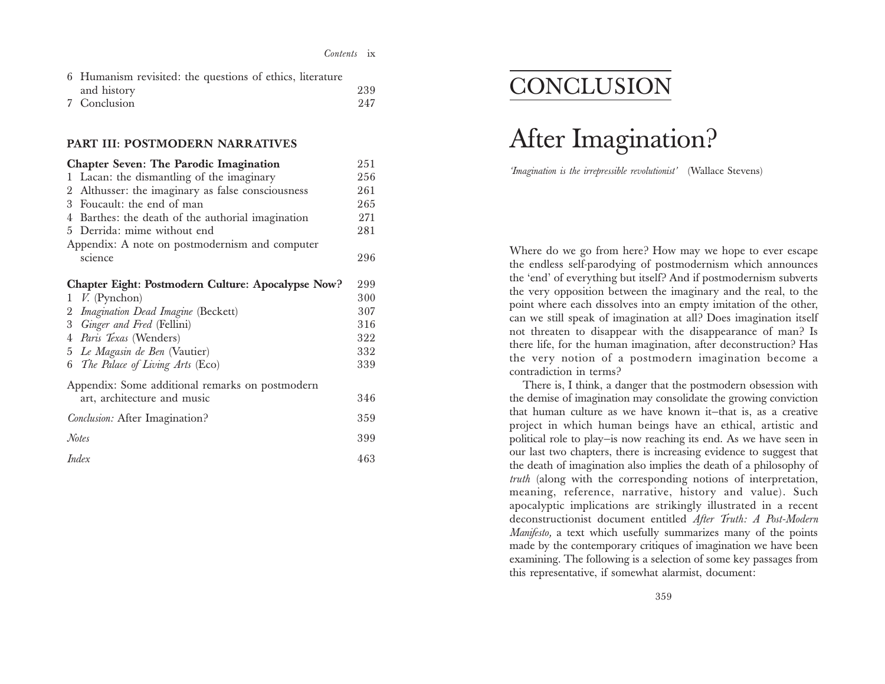| | |
|---|---|
| 6 Humanism revisited: the questions of ethics, literature and history | 239 |
| 7 Conclusion | 247 |

**PART III: POSTMODERN NARRATIVES**

| | |
|---|---|
| **Chapter Seven: The Parodic Imagination** | 251 |
| 1 Lacan: the dismantling of the imaginary | 256 |
| 2 Althusser: the imaginary as false consciousness | 261 |
| 3 Foucault: the end of man | 265 |
| 4 Barthes: the death of the authorial imagination | 271 |
| 5 Derrida: mime without end | 281 |
| Appendix: A note on postmodernism and computer science | 296 |
| **Chapter Eight: Postmodern Culture: Apocalypse Now?** | 299 |
| 1 *V.* (Pynchon) | 300 |
| 2 *Imagination Dead Imagine* (Beckett) | 307 |
| 3 *Ginger and Fred* (Fellini) | 316 |
| 4 *Paris Texas* (Wenders) | 322 |
| 5 *Le Magasin de Ben* (Vautier) | 332 |
| 6 *The Palace of Living Arts* (Eco) | 339 |
| Appendix: Some additional remarks on postmodern art, architecture and music | 346 |
| *Conclusion:* After Imagination? | 359 |
| *Notes* | 399 |
| *Index* | 463 |

# CONCLUSION

# After Imagination?

*'Imagination is the irrepressible revolutionist'* (Wallace Stevens)

Where do we go from here? How may we hope to ever escape the endless self-parodying of postmodernism which announces the 'end' of everything but itself? And if postmodernism subverts the very opposition between the imaginary and the real, to the point where each dissolves into an empty imitation of the other, can we still speak of imagination at all? Does imagination itself not threaten to disappear with the disappearance of man? Is there life, for the human imagination, after deconstruction? Has the very notion of a postmodern imagination become a contradiction in terms?

There is, I think, a danger that the postmodern obsession with the demise of imagination may consolidate the growing conviction that human culture as we have known it–that is, as a creative project in which human beings have an ethical, artistic and political role to play–is now reaching its end. As we have seen in our last two chapters, there is increasing evidence to suggest that the death of imagination also implies the death of a philosophy of *truth* (along with the corresponding notions of interpretation, meaning, reference, narrative, history and value). Such apocalyptic implications are strikingly illustrated in a recent deconstructionist document entitled *After Truth: A Post-Modern Manifesto,* a text which usefully summarizes many of the points made by the contemporary critiques of imagination we have been examining. The following is a selection of some key passages from this representative, if somewhat alarmist, document: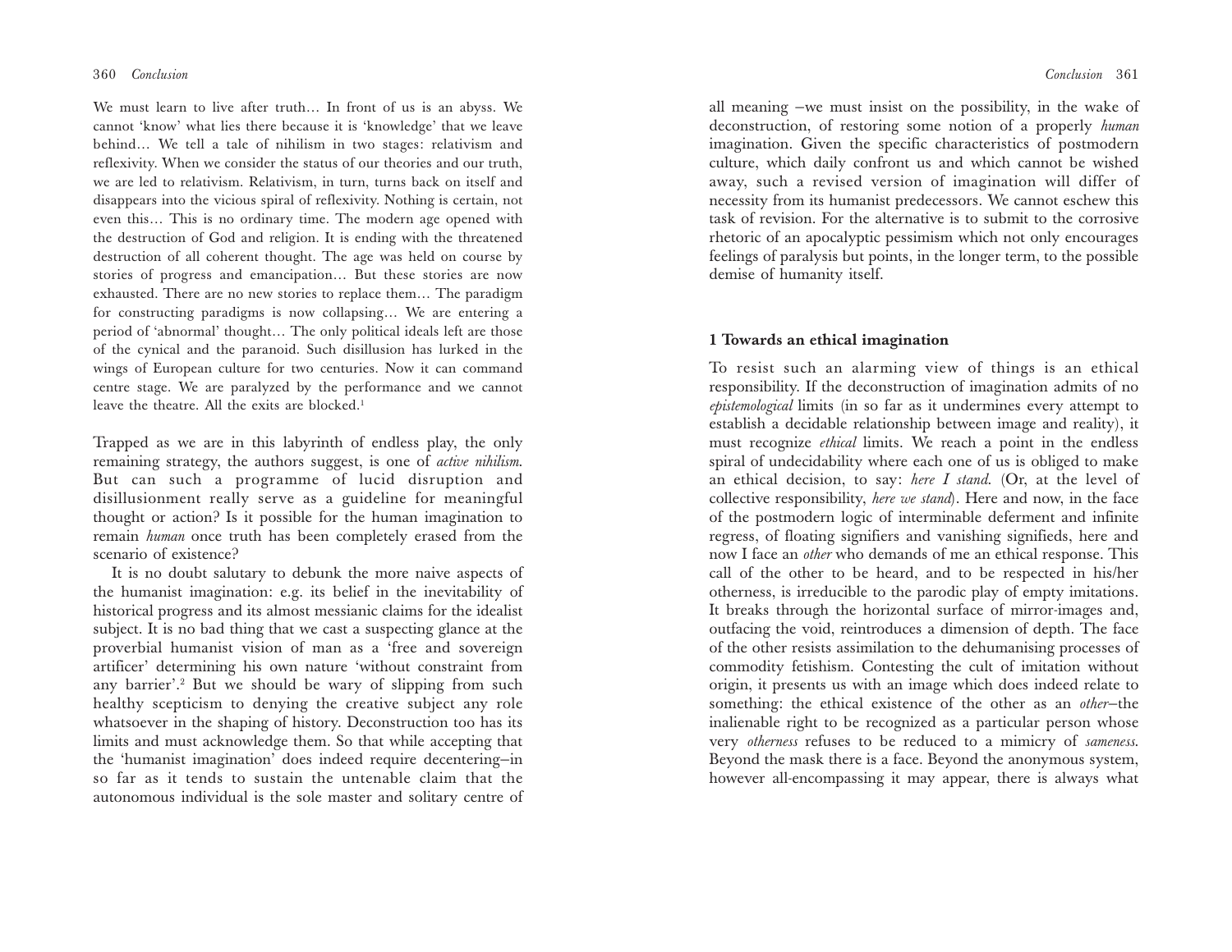We must learn to live after truth… In front of us is an abyss. We cannot 'know' what lies there because it is 'knowledge' that we leave behind… We tell a tale of nihilism in two stages: relativism and reflexivity. When we consider the status of our theories and our truth, we are led to relativism. Relativism, in turn, turns back on itself and disappears into the vicious spiral of reflexivity. Nothing is certain, not even this… This is no ordinary time. The modern age opened with the destruction of God and religion. It is ending with the threatened destruction of all coherent thought. The age was held on course by stories of progress and emancipation… But these stories are now exhausted. There are no new stories to replace them… The paradigm for constructing paradigms is now collapsing… We are entering a period of 'abnormal' thought… The only political ideals left are those of the cynical and the paranoid. Such disillusion has lurked in the wings of European culture for two centuries. Now it can command centre stage. We are paralyzed by the performance and we cannot leave the theatre. All the exits are blocked.[1]

Trapped as we are in this labyrinth of endless play, the only remaining strategy, the authors suggest, is one of *active nihilism*. But can such a programme of lucid disruption and disillusionment really serve as a guideline for meaningful thought or action? Is it possible for the human imagination to remain *human* once truth has been completely erased from the scenario of existence?

It is no doubt salutary to debunk the more naive aspects of the humanist imagination: e.g. its belief in the inevitability of historical progress and its almost messianic claims for the idealist subject. It is no bad thing that we cast a suspecting glance at the proverbial humanist vision of man as a 'free and sovereign artificer' determining his own nature 'without constraint from any barrier'.[2] But we should be wary of slipping from such healthy scepticism to denying the creative subject any role whatsoever in the shaping of history. Deconstruction too has its limits and must acknowledge them. So that while accepting that the 'humanist imagination' does indeed require decentering–in so far as it tends to sustain the untenable claim that the autonomous individual is the sole master and solitary centre of all meaning –we must insist on the possibility, in the wake of deconstruction, of restoring some notion of a properly *human* imagination. Given the specific characteristics of postmodern culture, which daily confront us and which cannot be wished away, such a revised version of imagination will differ of necessity from its humanist predecessors. We cannot eschew this task of revision. For the alternative is to submit to the corrosive rhetoric of an apocalyptic pessimism which not only encourages feelings of paralysis but points, in the longer term, to the possible demise of humanity itself.

## 1 Towards an ethical imagination

To resist such an alarming view of things is an ethical responsibility. If the deconstruction of imagination admits of no *epistemological* limits (in so far as it undermines every attempt to establish a decidable relationship between image and reality), it must recognize *ethical* limits. We reach a point in the endless spiral of undecidability where each one of us is obliged to make an ethical decision, to say: *here I stand*. (Or, at the level of collective responsibility, *here we stand*). Here and now, in the face of the postmodern logic of interminable deferment and infinite regress, of floating signifiers and vanishing signifieds, here and now I face an *other* who demands of me an ethical response. This call of the other to be heard, and to be respected in his/her otherness, is irreducible to the parodic play of empty imitations. It breaks through the horizontal surface of mirror-images and, outfacing the void, reintroduces a dimension of depth. The face of the other resists assimilation to the dehumanising processes of commodity fetishism. Contesting the cult of imitation without origin, it presents us with an image which does indeed relate to something: the ethical existence of the other as an *other*–the inalienable right to be recognized as a particular person whose very *otherness* refuses to be reduced to a mimicry of *sameness*. Beyond the mask there is a face. Beyond the anonymous system, however all-encompassing it may appear, there is always what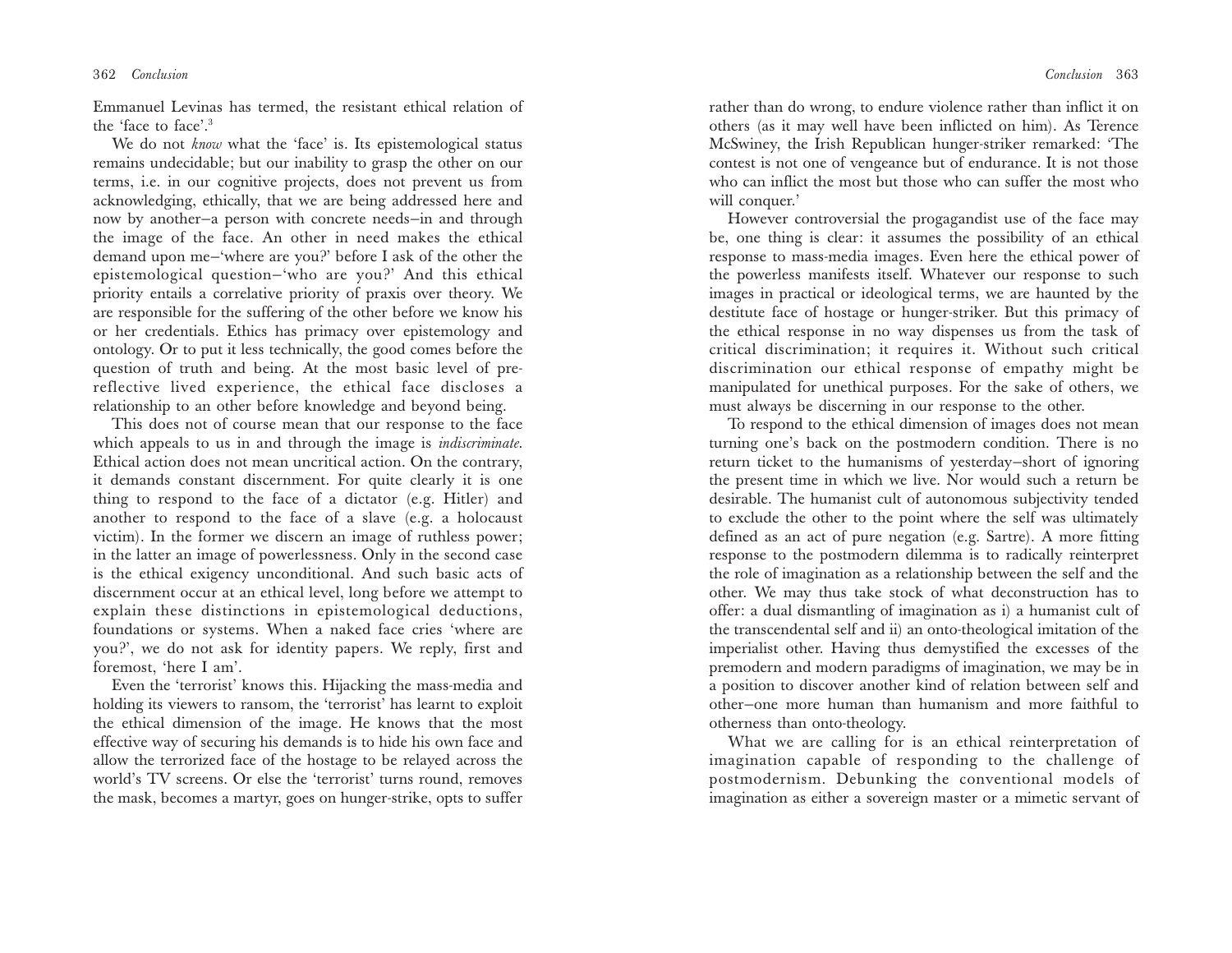Emmanuel Levinas has termed, the resistant ethical relation of the 'face to face'.[3]

We do not *know* what the 'face' is. Its epistemological status remains undecidable; but our inability to grasp the other on our terms, i.e. in our cognitive projects, does not prevent us from acknowledging, ethically, that we are being addressed here and now by another–a person with concrete needs–in and through the image of the face. An other in need makes the ethical demand upon me–'where are you?' before I ask of the other the epistemological question–'who are you?' And this ethical priority entails a correlative priority of praxis over theory. We are responsible for the suffering of the other before we know his or her credentials. Ethics has primacy over epistemology and ontology. Or to put it less technically, the good comes before the question of truth and being. At the most basic level of pre-reflective lived experience, the ethical face discloses a relationship to an other before knowledge and beyond being.

This does not of course mean that our response to the face which appeals to us in and through the image is *indiscriminate*. Ethical action does not mean uncritical action. On the contrary, it demands constant discernment. For quite clearly it is one thing to respond to the face of a dictator (e.g. Hitler) and another to respond to the face of a slave (e.g. a holocaust victim). In the former we discern an image of ruthless power; in the latter an image of powerlessness. Only in the second case is the ethical exigency unconditional. And such basic acts of discernment occur at an ethical level, long before we attempt to explain these distinctions in epistemological deductions, foundations or systems. When a naked face cries 'where are you?', we do not ask for identity papers. We reply, first and foremost, 'here I am'.

Even the 'terrorist' knows this. Hijacking the mass-media and holding its viewers to ransom, the 'terrorist' has learnt to exploit the ethical dimension of the image. He knows that the most effective way of securing his demands is to hide his own face and allow the terrorized face of the hostage to be relayed across the world's TV screens. Or else the 'terrorist' turns round, removes the mask, becomes a martyr, goes on hunger-strike, opts to suffer rather than do wrong, to endure violence rather than inflict it on others (as it may well have been inflicted on him). As Terence McSwiney, the Irish Republican hunger-striker remarked: 'The contest is not one of vengeance but of endurance. It is not those who can inflict the most but those who can suffer the most who will conquer.'

However controversial the progagandist use of the face may be, one thing is clear: it assumes the possibility of an ethical response to mass-media images. Even here the ethical power of the powerless manifests itself. Whatever our response to such images in practical or ideological terms, we are haunted by the destitute face of hostage or hunger-striker. But this primacy of the ethical response in no way dispenses us from the task of critical discrimination; it requires it. Without such critical discrimination our ethical response of empathy might be manipulated for unethical purposes. For the sake of others, we must always be discerning in our response to the other.

To respond to the ethical dimension of images does not mean turning one's back on the postmodern condition. There is no return ticket to the humanisms of yesterday–short of ignoring the present time in which we live. Nor would such a return be desirable. The humanist cult of autonomous subjectivity tended to exclude the other to the point where the self was ultimately defined as an act of pure negation (e.g. Sartre). A more fitting response to the postmodern dilemma is to radically reinterpret the role of imagination as a relationship between the self and the other. We may thus take stock of what deconstruction has to offer: a dual dismantling of imagination as i) a humanist cult of the transcendental self and ii) an onto-theological imitation of the imperialist other. Having thus demystified the excesses of the premodern and modern paradigms of imagination, we may be in a position to discover another kind of relation between self and other–one more human than humanism and more faithful to otherness than onto-theology.

What we are calling for is an ethical reinterpretation of imagination capable of responding to the challenge of postmodernism. Debunking the conventional models of imagination as either a sovereign master or a mimetic servant of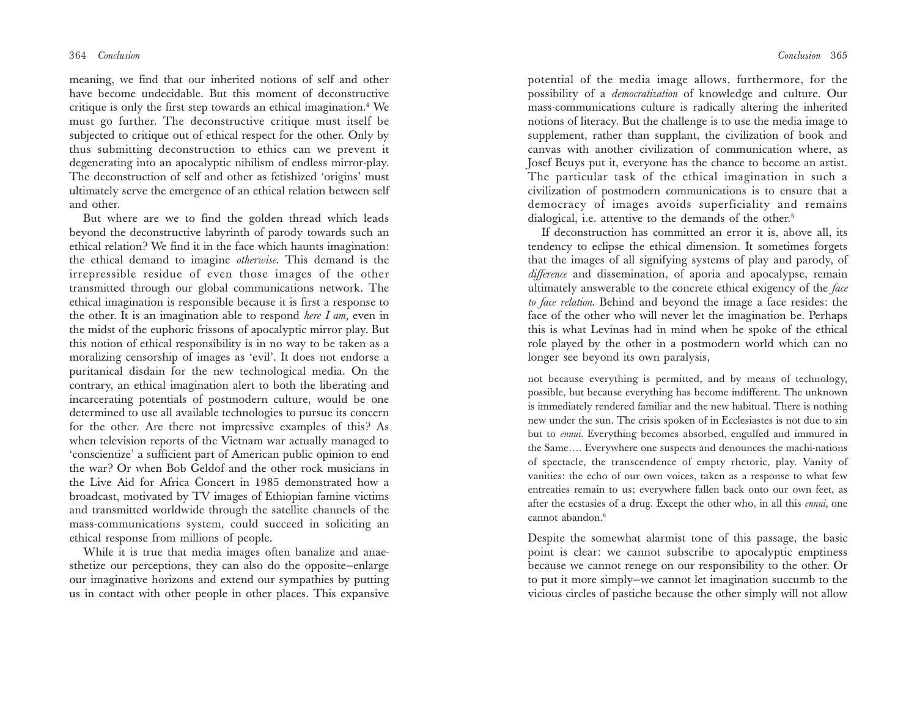meaning, we find that our inherited notions of self and other have become undecidable. But this moment of deconstructive critique is only the first step towards an ethical imagination.[4] We must go further. The deconstructive critique must itself be subjected to critique out of ethical respect for the other. Only by thus submitting deconstruction to ethics can we prevent it degenerating into an apocalyptic nihilism of endless mirror-play. The deconstruction of self and other as fetishized 'origins' must ultimately serve the emergence of an ethical relation between self and other.

But where are we to find the golden thread which leads beyond the deconstructive labyrinth of parody towards such an ethical relation? We find it in the face which haunts imagination: the ethical demand to imagine *otherwise*. This demand is the irrepressible residue of even those images of the other transmitted through our global communications network. The ethical imagination is responsible because it is first a response to the other. It is an imagination able to respond *here I am,* even in the midst of the euphoric frissons of apocalyptic mirror play. But this notion of ethical responsibility is in no way to be taken as a moralizing censorship of images as 'evil'. It does not endorse a puritanical disdain for the new technological media. On the contrary, an ethical imagination alert to both the liberating and incarcerating potentials of postmodern culture, would be one determined to use all available technologies to pursue its concern for the other. Are there not impressive examples of this? As when television reports of the Vietnam war actually managed to 'conscientize' a sufficient part of American public opinion to end the war? Or when Bob Geldof and the other rock musicians in the Live Aid for Africa Concert in 1985 demonstrated how a broadcast, motivated by TV images of Ethiopian famine victims and transmitted worldwide through the satellite channels of the mass-communications system, could succeed in soliciting an ethical response from millions of people.

While it is true that media images often banalize and anaesthetize our perceptions, they can also do the opposite—enlarge our imaginative horizons and extend our sympathies by putting us in contact with other people in other places. This expansive potential of the media image allows, furthermore, for the possibility of a *democratization* of knowledge and culture. Our mass-communications culture is radically altering the inherited notions of literacy. But the challenge is to use the media image to supplement, rather than supplant, the civilization of book and canvas with another civilization of communication where, as Josef Beuys put it, everyone has the chance to become an artist. The particular task of the ethical imagination in such a civilization of postmodern communications is to ensure that a democracy of images avoids superficiality and remains dialogical, i.e. attentive to the demands of the other.[5]

If deconstruction has committed an error it is, above all, its tendency to eclipse the ethical dimension. It sometimes forgets that the images of all signifying systems of play and parody, of *differance* and dissemination, of aporia and apocalypse, remain ultimately answerable to the concrete ethical exigency of the *face to face relation*. Behind and beyond the image a face resides: the face of the other who will never let the imagination be. Perhaps this is what Levinas had in mind when he spoke of the ethical role played by the other in a postmodern world which can no longer see beyond its own paralysis,

> not because everything is permitted, and by means of technology, possible, but because everything has become indifferent. The unknown is immediately rendered familiar and the new habitual. There is nothing new under the sun. The crisis spoken of in Ecclesiastes is not due to sin but to *ennui*. Everything becomes absorbed, engulfed and immured in the Same.... Everywhere one suspects and denounces the machi-nations of spectacle, the transcendence of empty rhetoric, play. Vanity of vanities: the echo of our own voices, taken as a response to what few entreaties remain to us; everywhere fallen back onto our own feet, as after the ecstasies of a drug. Except the other who, in all this *ennui,* one cannot abandon.[6]

Despite the somewhat alarmist tone of this passage, the basic point is clear: we cannot subscribe to apocalyptic emptiness because we cannot renege on our responsibility to the other. Or to put it more simply—we cannot let imagination succumb to the vicious circles of pastiche because the other simply will not allow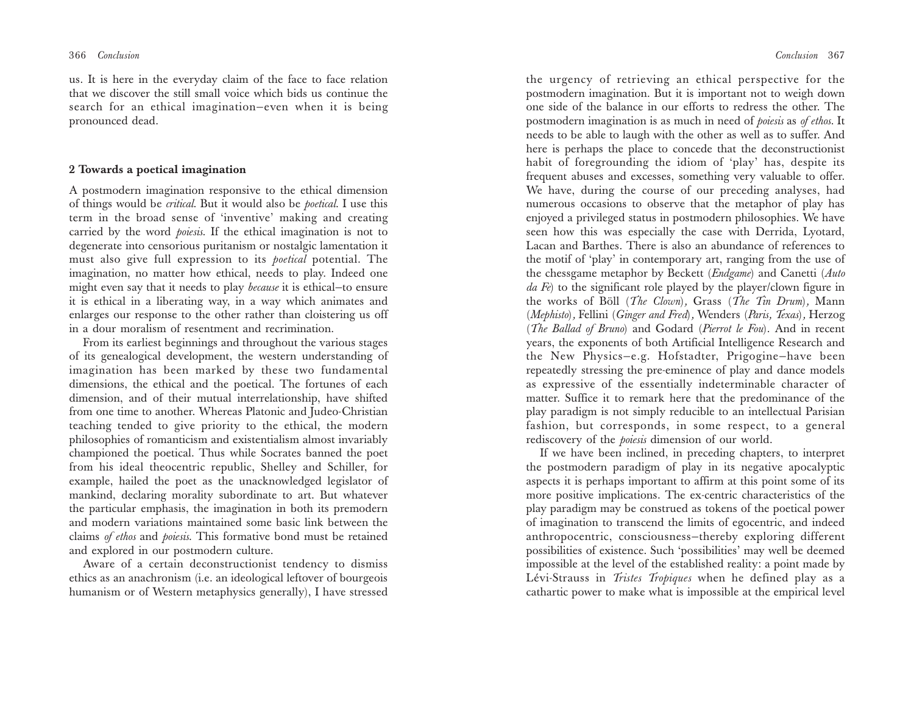us. It is here in the everyday claim of the face to face relation that we discover the still small voice which bids us continue the search for an ethical imagination–even when it is being pronounced dead.

### 2 Towards a poetical imagination

A postmodern imagination responsive to the ethical dimension of things would be *critical*. But it would also be *poetical*. I use this term in the broad sense of 'inventive' making and creating carried by the word *poiesis*. If the ethical imagination is not to degenerate into censorious puritanism or nostalgic lamentation it must also give full expression to its *poetical* potential. The imagination, no matter how ethical, needs to play. Indeed one might even say that it needs to play *because* it is ethical–to ensure it is ethical in a liberating way, in a way which animates and enlarges our response to the other rather than cloistering us off in a dour moralism of resentment and recrimination.

From its earliest beginnings and throughout the various stages of its genealogical development, the western understanding of imagination has been marked by these two fundamental dimensions, the ethical and the poetical. The fortunes of each dimension, and of their mutual interrelationship, have shifted from one time to another. Whereas Platonic and Judeo-Christian teaching tended to give priority to the ethical, the modern philosophies of romanticism and existentialism almost invariably championed the poetical. Thus while Socrates banned the poet from his ideal theocentric republic, Shelley and Schiller, for example, hailed the poet as the unacknowledged legislator of mankind, declaring morality subordinate to art. But whatever the particular emphasis, the imagination in both its premodern and modern variations maintained some basic link between the claims *of ethos* and *poiesis*. This formative bond must be retained and explored in our postmodern culture.

Aware of a certain deconstructionist tendency to dismiss ethics as an anachronism (i.e. an ideological leftover of bourgeois humanism or of Western metaphysics generally), I have stressed the urgency of retrieving an ethical perspective for the postmodern imagination. But it is important not to weigh down one side of the balance in our efforts to redress the other. The postmodern imagination is as much in need of *poiesis* as *of ethos*. It needs to be able to laugh with the other as well as to suffer. And here is perhaps the place to concede that the deconstructionist habit of foregrounding the idiom of 'play' has, despite its frequent abuses and excesses, something very valuable to offer. We have, during the course of our preceding analyses, had numerous occasions to observe that the metaphor of play has enjoyed a privileged status in postmodern philosophies. We have seen how this was especially the case with Derrida, Lyotard, Lacan and Barthes. There is also an abundance of references to the motif of 'play' in contemporary art, ranging from the use of the chessgame metaphor by Beckett (*Endgame*) and Canetti (*Auto da Fe*) to the significant role played by the player/clown figure in the works of Böll (*The Clown*), Grass (*The Tin Drum*), Mann (*Mephisto*), Fellini (*Ginger and Fred*), Wenders (*Paris, Texas*), Herzog (*The Ballad of Bruno*) and Godard (*Pierrot le Fou*). And in recent years, the exponents of both Artificial Intelligence Research and the New Physics–e.g. Hofstadter, Prigogine–have been repeatedly stressing the pre-eminence of play and dance models as expressive of the essentially indeterminable character of matter. Suffice it to remark here that the predominance of the play paradigm is not simply reducible to an intellectual Parisian fashion, but corresponds, in some respect, to a general rediscovery of the *poiesis* dimension of our world.

If we have been inclined, in preceding chapters, to interpret the postmodern paradigm of play in its negative apocalyptic aspects it is perhaps important to affirm at this point some of its more positive implications. The ex-centric characteristics of the play paradigm may be construed as tokens of the poetical power of imagination to transcend the limits of egocentric, and indeed anthropocentric, consciousness–thereby exploring different possibilities of existence. Such 'possibilities' may well be deemed impossible at the level of the established reality: a point made by Lévi-Strauss in *Tristes Tropiques* when he defined play as a cathartic power to make what is impossible at the empirical level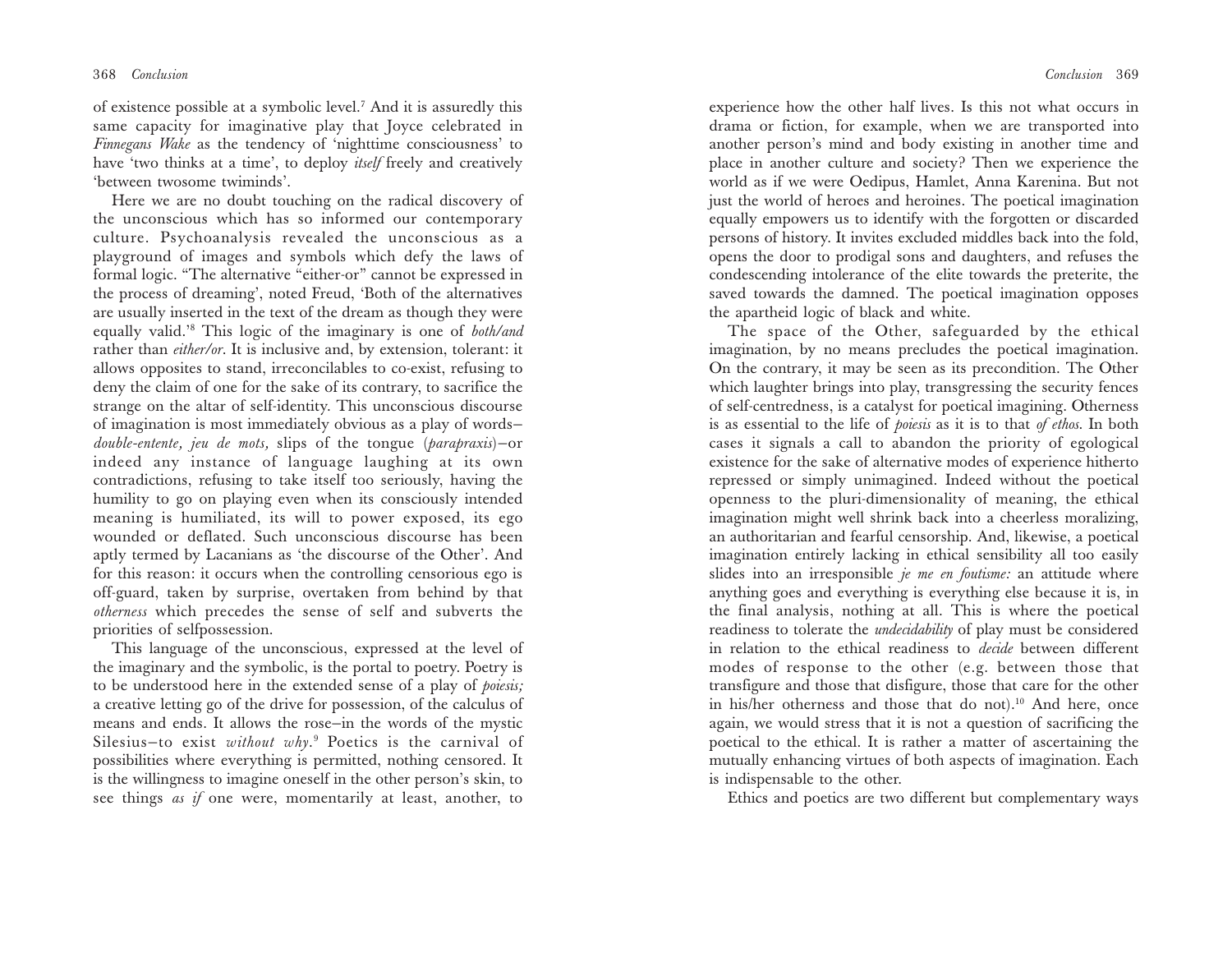of existence possible at a symbolic level.[7] And it is assuredly this same capacity for imaginative play that Joyce celebrated in *Finnegans Wake* as the tendency of 'nighttime consciousness' to have 'two thinks at a time', to deploy *itself* freely and creatively 'between twosome twiminds'.

Here we are no doubt touching on the radical discovery of the unconscious which has so informed our contemporary culture. Psychoanalysis revealed the unconscious as a playground of images and symbols which defy the laws of formal logic. "The alternative "either-or" cannot be expressed in the process of dreaming', noted Freud, 'Both of the alternatives are usually inserted in the text of the dream as though they were equally valid.'[8] This logic of the imaginary is one of *both/and* rather than *either/or*. It is inclusive and, by extension, tolerant: it allows opposites to stand, irreconcilables to co-exist, refusing to deny the claim of one for the sake of its contrary, to sacrifice the strange on the altar of self-identity. This unconscious discourse of imagination is most immediately obvious as a play of words–*double-entente, jeu de mots,* slips of the tongue (*parapraxis*)–or indeed any instance of language laughing at its own contradictions, refusing to take itself too seriously, having the humility to go on playing even when its consciously intended meaning is humiliated, its will to power exposed, its ego wounded or deflated. Such unconscious discourse has been aptly termed by Lacanians as 'the discourse of the Other'. And for this reason: it occurs when the controlling censorious ego is off-guard, taken by surprise, overtaken from behind by that *otherness* which precedes the sense of self and subverts the priorities of selfpossession.

This language of the unconscious, expressed at the level of the imaginary and the symbolic, is the portal to poetry. Poetry is to be understood here in the extended sense of a play of *poiesis;* a creative letting go of the drive for possession, of the calculus of means and ends. It allows the rose–in the words of the mystic Silesius–to exist *without why*.[9] Poetics is the carnival of possibilities where everything is permitted, nothing censored. It is the willingness to imagine oneself in the other person's skin, to see things *as if* one were, momentarily at least, another, to experience how the other half lives. Is this not what occurs in drama or fiction, for example, when we are transported into another person's mind and body existing in another time and place in another culture and society? Then we experience the world as if we were Oedipus, Hamlet, Anna Karenina. But not just the world of heroes and heroines. The poetical imagination equally empowers us to identify with the forgotten or discarded persons of history. It invites excluded middles back into the fold, opens the door to prodigal sons and daughters, and refuses the condescending intolerance of the elite towards the preterite, the saved towards the damned. The poetical imagination opposes the apartheid logic of black and white.

The space of the Other, safeguarded by the ethical imagination, by no means precludes the poetical imagination. On the contrary, it may be seen as its precondition. The Other which laughter brings into play, transgressing the security fences of self-centredness, is a catalyst for poetical imagining. Otherness is as essential to the life of *poiesis* as it is to that *of ethos*. In both cases it signals a call to abandon the priority of egological existence for the sake of alternative modes of experience hitherto repressed or simply unimagined. Indeed without the poetical openness to the pluri-dimensionality of meaning, the ethical imagination might well shrink back into a cheerless moralizing, an authoritarian and fearful censorship. And, likewise, a poetical imagination entirely lacking in ethical sensibility all too easily slides into an irresponsible *je me en foutisme:* an attitude where anything goes and everything is everything else because it is, in the final analysis, nothing at all. This is where the poetical readiness to tolerate the *undecidability* of play must be considered in relation to the ethical readiness to *decide* between different modes of response to the other (e.g. between those that transfigure and those that disfigure, those that care for the other in his/her otherness and those that do not).[10] And here, once again, we would stress that it is not a question of sacrificing the poetical to the ethical. It is rather a matter of ascertaining the mutually enhancing virtues of both aspects of imagination. Each is indispensable to the other.

Ethics and poetics are two different but complementary ways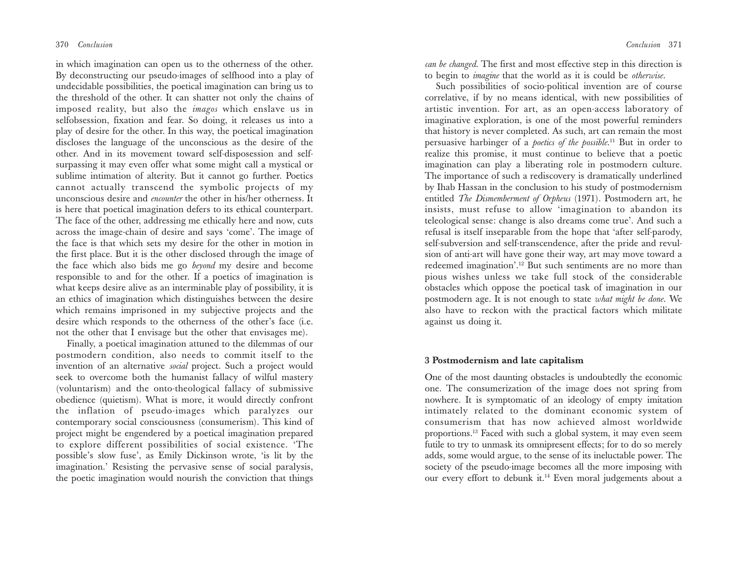in which imagination can open us to the otherness of the other. By deconstructing our pseudo-images of selfhood into a play of undecidable possibilities, the poetical imagination can bring us to the threshold of the other. It can shatter not only the chains of imposed reality, but also the *imagos* which enslave us in selfobsession, fixation and fear. So doing, it releases us into a play of desire for the other. In this way, the poetical imagination discloses the language of the unconscious as the desire of the other. And in its movement toward self-disposession and self-surpassing it may even offer what some might call a mystical or sublime intimation of alterity. But it cannot go further. Poetics cannot actually transcend the symbolic projects of my unconscious desire and *encounter* the other in his/her otherness. It is here that poetical imagination defers to its ethical counterpart. The face of the other, addressing me ethically here and now, cuts across the image-chain of desire and says 'come'. The image of the face is that which sets my desire for the other in motion in the first place. But it is the other disclosed through the image of the face which also bids me go *beyond* my desire and become responsible to and for the other. If a poetics of imagination is what keeps desire alive as an interminable play of possibility, it is an ethics of imagination which distinguishes between the desire which remains imprisoned in my subjective projects and the desire which responds to the otherness of the other's face (i.e. not the other that I envisage but the other that envisages me).

Finally, a poetical imagination attuned to the dilemmas of our postmodern condition, also needs to commit itself to the invention of an alternative *social* project. Such a project would seek to overcome both the humanist fallacy of wilful mastery (voluntarism) and the onto-theological fallacy of submissive obedience (quietism). What is more, it would directly confront the inflation of pseudo-images which paralyzes our contemporary social consciousness (consumerism). This kind of project might be engendered by a poetical imagination prepared to explore different possibilities of social existence. 'The possible's slow fuse', as Emily Dickinson wrote, 'is lit by the imagination.' Resisting the pervasive sense of social paralysis, the poetic imagination would nourish the conviction that things *can be changed*. The first and most effective step in this direction is to begin to *imagine* that the world as it is could be *otherwise*.

Such possibilities of socio-political invention are of course correlative, if by no means identical, with new possibilities of artistic invention. For art, as an open-access laboratory of imaginative exploration, is one of the most powerful reminders that history is never completed. As such, art can remain the most persuasive harbinger of a *poetics of the possible*.[11] But in order to realize this promise, it must continue to believe that a poetic imagination can play a liberating role in postmodern culture. The importance of such a rediscovery is dramatically underlined by Ihab Hassan in the conclusion to his study of postmodernism entitled *The Dismemberment of Orpheus* (1971). Postmodern art, he insists, must refuse to allow 'imagination to abandon its teleological sense: change is also dreams come true'. And such a refusal is itself inseparable from the hope that 'after self-parody, self-subversion and self-transcendence, after the pride and revulsion of anti-art will have gone their way, art may move toward a redeemed imagination'.[12] But such sentiments are no more than pious wishes unless we take full stock of the considerable obstacles which oppose the poetical task of imagination in our postmodern age. It is not enough to state *what might be done*. We also have to reckon with the practical factors which militate against us doing it.

### 3 Postmodernism and late capitalism

One of the most daunting obstacles is undoubtedly the economic one. The consumerization of the image does not spring from nowhere. It is symptomatic of an ideology of empty imitation intimately related to the dominant economic system of consumerism that has now achieved almost worldwide proportions.[13] Faced with such a global system, it may even seem futile to try to unmask its omnipresent effects; for to do so merely adds, some would argue, to the sense of its ineluctable power. The society of the pseudo-image becomes all the more imposing with our every effort to debunk it.[14] Even moral judgements about a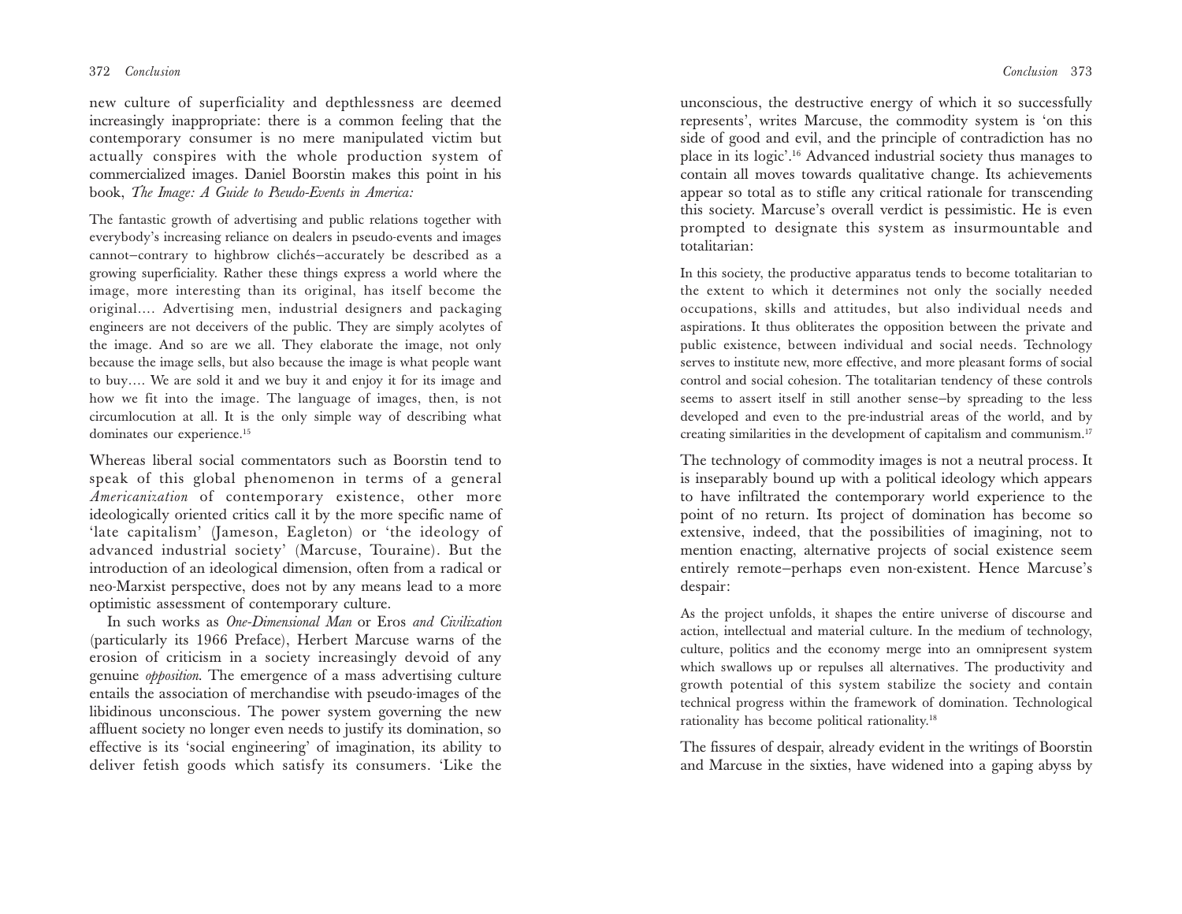new culture of superficiality and depthlessness are deemed increasingly inappropriate: there is a common feeling that the contemporary consumer is no mere manipulated victim but actually conspires with the whole production system of commercialized images. Daniel Boorstin makes this point in his book, *The Image: A Guide to Pseudo-Events in America:*

> The fantastic growth of advertising and public relations together with everybody's increasing reliance on dealers in pseudo-events and images cannot—contrary to highbrow clichés—accurately be described as a growing superficiality. Rather these things express a world where the image, more interesting than its original, has itself become the original.… Advertising men, industrial designers and packaging engineers are not deceivers of the public. They are simply acolytes of the image. And so are we all. They elaborate the image, not only because the image sells, but also because the image is what people want to buy.… We are sold it and we buy it and enjoy it for its image and how we fit into the image. The language of images, then, is not circumlocution at all. It is the only simple way of describing what dominates our experience.[15]

Whereas liberal social commentators such as Boorstin tend to speak of this global phenomenon in terms of a general *Americanization* of contemporary existence, other more ideologically oriented critics call it by the more specific name of 'late capitalism' (Jameson, Eagleton) or 'the ideology of advanced industrial society' (Marcuse, Touraine). But the introduction of an ideological dimension, often from a radical or neo-Marxist perspective, does not by any means lead to a more optimistic assessment of contemporary culture.

In such works as *One-Dimensional Man* or Eros *and Civilization* (particularly its 1966 Preface), Herbert Marcuse warns of the erosion of criticism in a society increasingly devoid of any genuine *opposition*. The emergence of a mass advertising culture entails the association of merchandise with pseudo-images of the libidinous unconscious. The power system governing the new affluent society no longer even needs to justify its domination, so effective is its 'social engineering' of imagination, its ability to deliver fetish goods which satisfy its consumers. 'Like the unconscious, the destructive energy of which it so successfully represents', writes Marcuse, the commodity system is 'on this side of good and evil, and the principle of contradiction has no place in its logic'.[16] Advanced industrial society thus manages to contain all moves towards qualitative change. Its achievements appear so total as to stifle any critical rationale for transcending this society. Marcuse's overall verdict is pessimistic. He is even prompted to designate this system as insurmountable and totalitarian:

> In this society, the productive apparatus tends to become totalitarian to the extent to which it determines not only the socially needed occupations, skills and attitudes, but also individual needs and aspirations. It thus obliterates the opposition between the private and public existence, between individual and social needs. Technology serves to institute new, more effective, and more pleasant forms of social control and social cohesion. The totalitarian tendency of these controls seems to assert itself in still another sense—by spreading to the less developed and even to the pre-industrial areas of the world, and by creating similarities in the development of capitalism and communism.[17]

The technology of commodity images is not a neutral process. It is inseparably bound up with a political ideology which appears to have infiltrated the contemporary world experience to the point of no return. Its project of domination has become so extensive, indeed, that the possibilities of imagining, not to mention enacting, alternative projects of social existence seem entirely remote—perhaps even non-existent. Hence Marcuse's despair:

> As the project unfolds, it shapes the entire universe of discourse and action, intellectual and material culture. In the medium of technology, culture, politics and the economy merge into an omnipresent system which swallows up or repulses all alternatives. The productivity and growth potential of this system stabilize the society and contain technical progress within the framework of domination. Technological rationality has become political rationality.[18]

The fissures of despair, already evident in the writings of Boorstin and Marcuse in the sixties, have widened into a gaping abyss by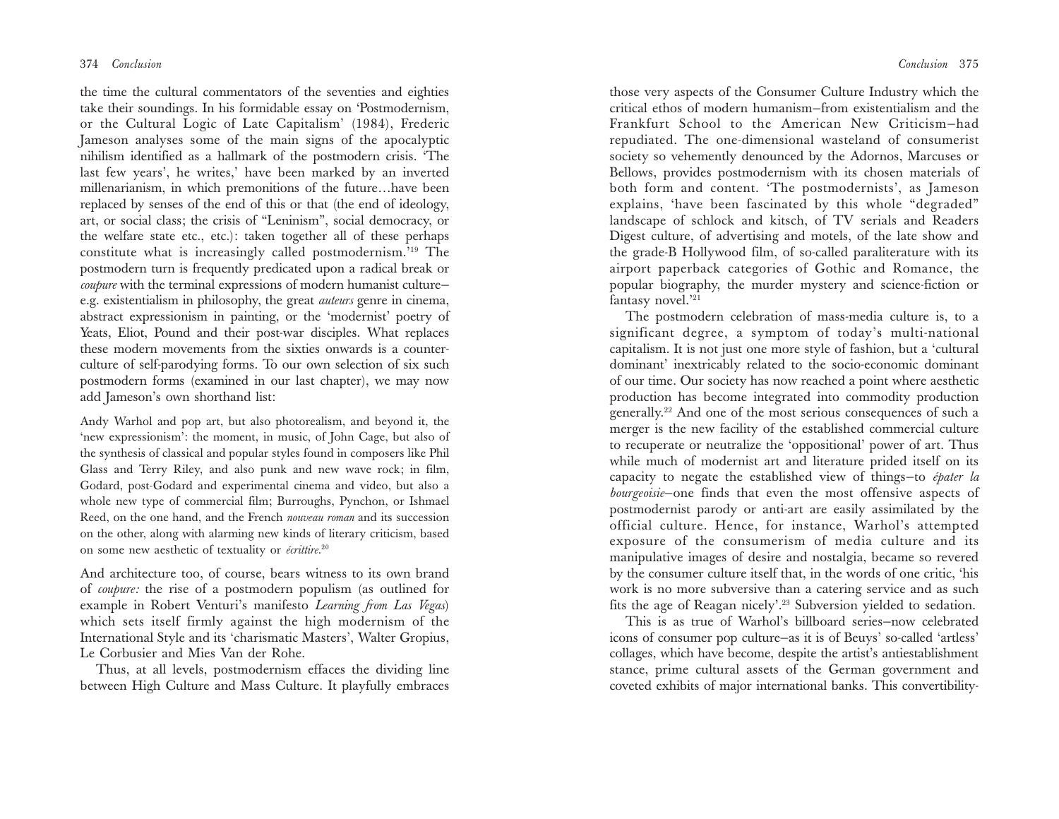the time the cultural commentators of the seventies and eighties take their soundings. In his formidable essay on 'Postmodernism, or the Cultural Logic of Late Capitalism' (1984), Frederic Jameson analyses some of the main signs of the apocalyptic nihilism identified as a hallmark of the postmodern crisis. 'The last few years', he writes,' have been marked by an inverted millenarianism, in which premonitions of the future…have been replaced by senses of the end of this or that (the end of ideology, art, or social class; the crisis of "Leninism", social democracy, or the welfare state etc., etc.): taken together all of these perhaps constitute what is increasingly called postmodernism.'[19] The postmodern turn is frequently predicated upon a radical break or *coupure* with the terminal expressions of modern humanist culture–e.g. existentialism in philosophy, the great *auteurs* genre in cinema, abstract expressionism in painting, or the 'modernist' poetry of Yeats, Eliot, Pound and their post-war disciples. What replaces these modern movements from the sixties onwards is a counter-culture of self-parodying forms. To our own selection of six such postmodern forms (examined in our last chapter), we may now add Jameson's own shorthand list:

> Andy Warhol and pop art, but also photorealism, and beyond it, the 'new expressionism': the moment, in music, of John Cage, but also of the synthesis of classical and popular styles found in composers like Phil Glass and Terry Riley, and also punk and new wave rock; in film, Godard, post-Godard and experimental cinema and video, but also a whole new type of commercial film; Burroughs, Pynchon, or Ishmael Reed, on the one hand, and the French *nouveau roman* and its succession on the other, along with alarming new kinds of literary criticism, based on some new aesthetic of textuality or *écrittire*.[20]

And architecture too, of course, bears witness to its own brand of *coupure:* the rise of a postmodern populism (as outlined for example in Robert Venturi's manifesto *Learning from Las Vegas*) which sets itself firmly against the high modernism of the International Style and its 'charismatic Masters', Walter Gropius, Le Corbusier and Mies Van der Rohe.

Thus, at all levels, postmodernism effaces the dividing line between High Culture and Mass Culture. It playfully embraces those very aspects of the Consumer Culture Industry which the critical ethos of modern humanism–from existentialism and the Frankfurt School to the American New Criticism–had repudiated. The one-dimensional wasteland of consumerist society so vehemently denounced by the Adornos, Marcuses or Bellows, provides postmodernism with its chosen materials of both form and content. 'The postmodernists', as Jameson explains, 'have been fascinated by this whole "degraded" landscape of schlock and kitsch, of TV serials and Readers Digest culture, of advertising and motels, of the late show and the grade-B Hollywood film, of so-called paraliterature with its airport paperback categories of Gothic and Romance, the popular biography, the murder mystery and science-fiction or fantasy novel.'[21]

The postmodern celebration of mass-media culture is, to a significant degree, a symptom of today's multi-national capitalism. It is not just one more style of fashion, but a 'cultural dominant' inextricably related to the socio-economic dominant of our time. Our society has now reached a point where aesthetic production has become integrated into commodity production generally.[22] And one of the most serious consequences of such a merger is the new facility of the established commercial culture to recuperate or neutralize the 'oppositional' power of art. Thus while much of modernist art and literature prided itself on its capacity to negate the established view of things–to *épater la bourgeoisie*–one finds that even the most offensive aspects of postmodernist parody or anti-art are easily assimilated by the official culture. Hence, for instance, Warhol's attempted exposure of the consumerism of media culture and its manipulative images of desire and nostalgia, became so revered by the consumer culture itself that, in the words of one critic, 'his work is no more subversive than a catering service and as such fits the age of Reagan nicely'.[23] Subversion yielded to sedation.

This is as true of Warhol's billboard series–now celebrated icons of consumer pop culture–as it is of Beuys' so-called 'artless' collages, which have become, despite the artist's antiestablishment stance, prime cultural assets of the German government and coveted exhibits of major international banks. This convertibility-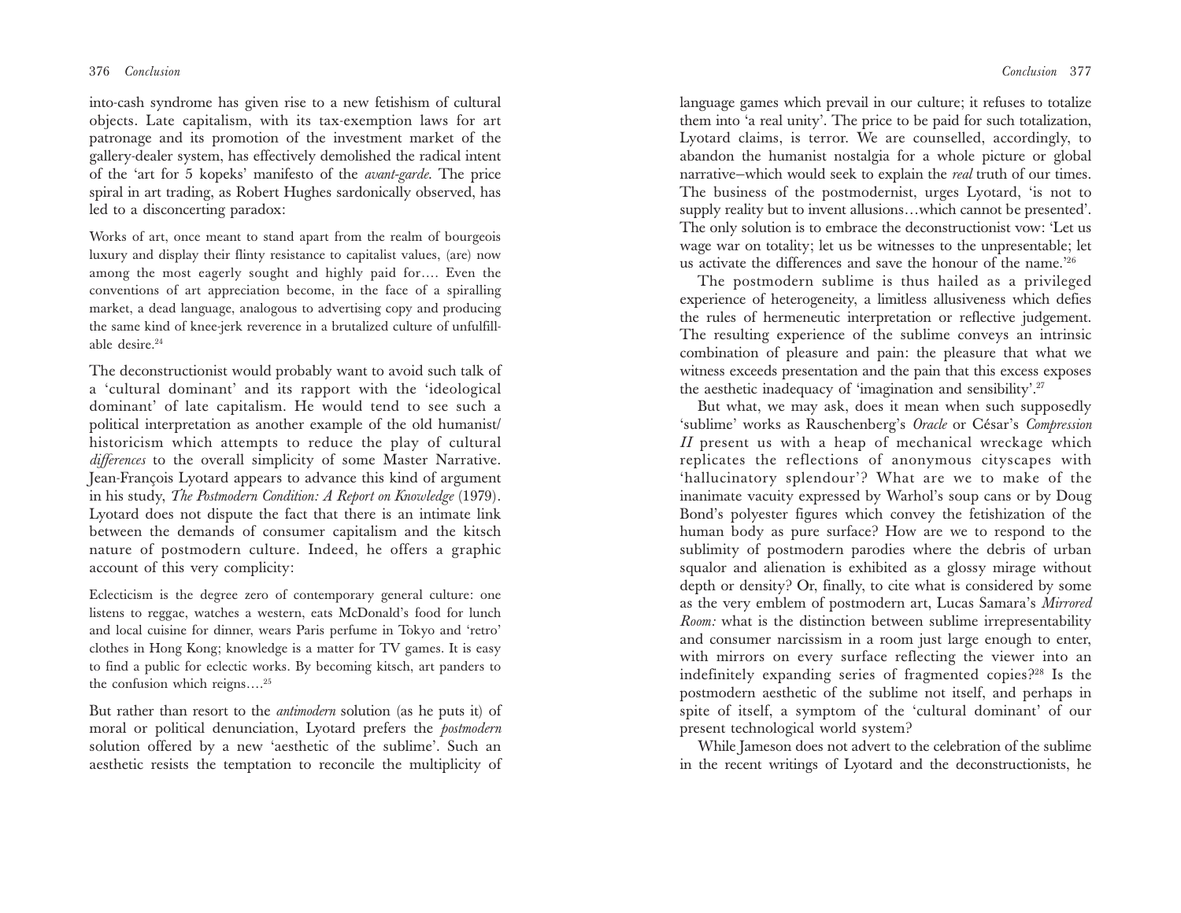into-cash syndrome has given rise to a new fetishism of cultural objects. Late capitalism, with its tax-exemption laws for art patronage and its promotion of the investment market of the gallery-dealer system, has effectively demolished the radical intent of the 'art for 5 kopeks' manifesto of the *avant-garde*. The price spiral in art trading, as Robert Hughes sardonically observed, has led to a disconcerting paradox:

> Works of art, once meant to stand apart from the realm of bourgeois luxury and display their flinty resistance to capitalist values, (are) now among the most eagerly sought and highly paid for.... Even the conventions of art appreciation become, in the face of a spiralling market, a dead language, analogous to advertising copy and producing the same kind of knee-jerk reverence in a brutalized culture of unfulfillable desire.[24]

The deconstructionist would probably want to avoid such talk of a 'cultural dominant' and its rapport with the 'ideological dominant' of late capitalism. He would tend to see such a political interpretation as another example of the old humanist/historicism which attempts to reduce the play of cultural *differences* to the overall simplicity of some Master Narrative. Jean-François Lyotard appears to advance this kind of argument in his study, *The Postmodern Condition: A Report on Knowledge* (1979). Lyotard does not dispute the fact that there is an intimate link between the demands of consumer capitalism and the kitsch nature of postmodern culture. Indeed, he offers a graphic account of this very complicity:

> Eclecticism is the degree zero of contemporary general culture: one listens to reggae, watches a western, eats McDonald's food for lunch and local cuisine for dinner, wears Paris perfume in Tokyo and 'retro' clothes in Hong Kong; knowledge is a matter for TV games. It is easy to find a public for eclectic works. By becoming kitsch, art panders to the confusion which reigns....[25]

But rather than resort to the *antimodern* solution (as he puts it) of moral or political denunciation, Lyotard prefers the *postmodern* solution offered by a new 'aesthetic of the sublime'. Such an aesthetic resists the temptation to reconcile the multiplicity of language games which prevail in our culture; it refuses to totalize them into 'a real unity'. The price to be paid for such totalization, Lyotard claims, is terror. We are counselled, accordingly, to abandon the humanist nostalgia for a whole picture or global narrative–which would seek to explain the *real* truth of our times. The business of the postmodernist, urges Lyotard, 'is not to supply reality but to invent allusions...which cannot be presented'. The only solution is to embrace the deconstructionist vow: 'Let us wage war on totality; let us be witnesses to the unpresentable; let us activate the differences and save the honour of the name.'[26]

The postmodern sublime is thus hailed as a privileged experience of heterogeneity, a limitless allusiveness which defies the rules of hermeneutic interpretation or reflective judgement. The resulting experience of the sublime conveys an intrinsic combination of pleasure and pain: the pleasure that what we witness exceeds presentation and the pain that this excess exposes the aesthetic inadequacy of 'imagination and sensibility'.[27]

But what, we may ask, does it mean when such supposedly 'sublime' works as Rauschenberg's *Oracle* or César's *Compression II* present us with a heap of mechanical wreckage which replicates the reflections of anonymous cityscapes with 'hallucinatory splendour'? What are we to make of the inanimate vacuity expressed by Warhol's soup cans or by Doug Bond's polyester figures which convey the fetishization of the human body as pure surface? How are we to respond to the sublimity of postmodern parodies where the debris of urban squalor and alienation is exhibited as a glossy mirage without depth or density? Or, finally, to cite what is considered by some as the very emblem of postmodern art, Lucas Samara's *Mirrored Room:* what is the distinction between sublime irrepresentability and consumer narcissism in a room just large enough to enter, with mirrors on every surface reflecting the viewer into an indefinitely expanding series of fragmented copies?[28] Is the postmodern aesthetic of the sublime not itself, and perhaps in spite of itself, a symptom of the 'cultural dominant' of our present technological world system?

While Jameson does not advert to the celebration of the sublime in the recent writings of Lyotard and the deconstructionists, he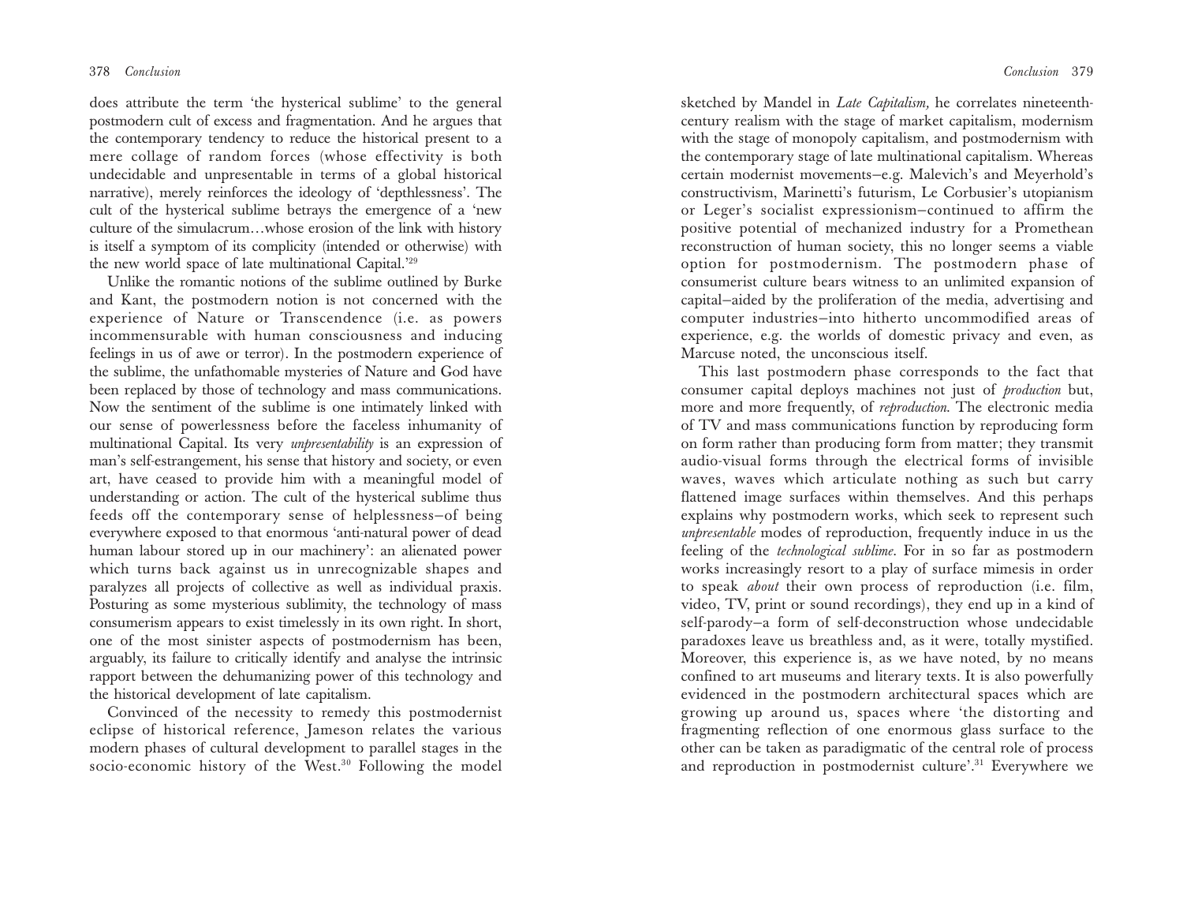does attribute the term 'the hysterical sublime' to the general postmodern cult of excess and fragmentation. And he argues that the contemporary tendency to reduce the historical present to a mere collage of random forces (whose effectivity is both undecidable and unpresentable in terms of a global historical narrative), merely reinforces the ideology of 'depthlessness'. The cult of the hysterical sublime betrays the emergence of a 'new culture of the simulacrum…whose erosion of the link with history is itself a symptom of its complicity (intended or otherwise) with the new world space of late multinational Capital.'[29]

Unlike the romantic notions of the sublime outlined by Burke and Kant, the postmodern notion is not concerned with the experience of Nature or Transcendence (i.e. as powers incommensurable with human consciousness and inducing feelings in us of awe or terror). In the postmodern experience of the sublime, the unfathomable mysteries of Nature and God have been replaced by those of technology and mass communications. Now the sentiment of the sublime is one intimately linked with our sense of powerlessness before the faceless inhumanity of multinational Capital. Its very *unpresentability* is an expression of man's self-estrangement, his sense that history and society, or even art, have ceased to provide him with a meaningful model of understanding or action. The cult of the hysterical sublime thus feeds off the contemporary sense of helplessness—of being everywhere exposed to that enormous 'anti-natural power of dead human labour stored up in our machinery': an alienated power which turns back against us in unrecognizable shapes and paralyzes all projects of collective as well as individual praxis. Posturing as some mysterious sublimity, the technology of mass consumerism appears to exist timelessly in its own right. In short, one of the most sinister aspects of postmodernism has been, arguably, its failure to critically identify and analyse the intrinsic rapport between the dehumanizing power of this technology and the historical development of late capitalism.

Convinced of the necessity to remedy this postmodernist eclipse of historical reference, Jameson relates the various modern phases of cultural development to parallel stages in the socio-economic history of the West.[30] Following the model sketched by Mandel in *Late Capitalism,* he correlates nineteenth-century realism with the stage of market capitalism, modernism with the stage of monopoly capitalism, and postmodernism with the contemporary stage of late multinational capitalism. Whereas certain modernist movements—e.g. Malevich's and Meyerhold's constructivism, Marinetti's futurism, Le Corbusier's utopianism or Leger's socialist expressionism—continued to affirm the positive potential of mechanized industry for a Promethean reconstruction of human society, this no longer seems a viable option for postmodernism. The postmodern phase of consumerist culture bears witness to an unlimited expansion of capital—aided by the proliferation of the media, advertising and computer industries—into hitherto uncommodified areas of experience, e.g. the worlds of domestic privacy and even, as Marcuse noted, the unconscious itself.

This last postmodern phase corresponds to the fact that consumer capital deploys machines not just of *production* but, more and more frequently, of *reproduction*. The electronic media of TV and mass communications function by reproducing form on form rather than producing form from matter; they transmit audio-visual forms through the electrical forms of invisible waves, waves which articulate nothing as such but carry flattened image surfaces within themselves. And this perhaps explains why postmodern works, which seek to represent such *unpresentable* modes of reproduction, frequently induce in us the feeling of the *technological sublime*. For in so far as postmodern works increasingly resort to a play of surface mimesis in order to speak *about* their own process of reproduction (i.e. film, video, TV, print or sound recordings), they end up in a kind of self-parody—a form of self-deconstruction whose undecidable paradoxes leave us breathless and, as it were, totally mystified. Moreover, this experience is, as we have noted, by no means confined to art museums and literary texts. It is also powerfully evidenced in the postmodern architectural spaces which are growing up around us, spaces where 'the distorting and fragmenting reflection of one enormous glass surface to the other can be taken as paradigmatic of the central role of process and reproduction in postmodernist culture'.[31] Everywhere we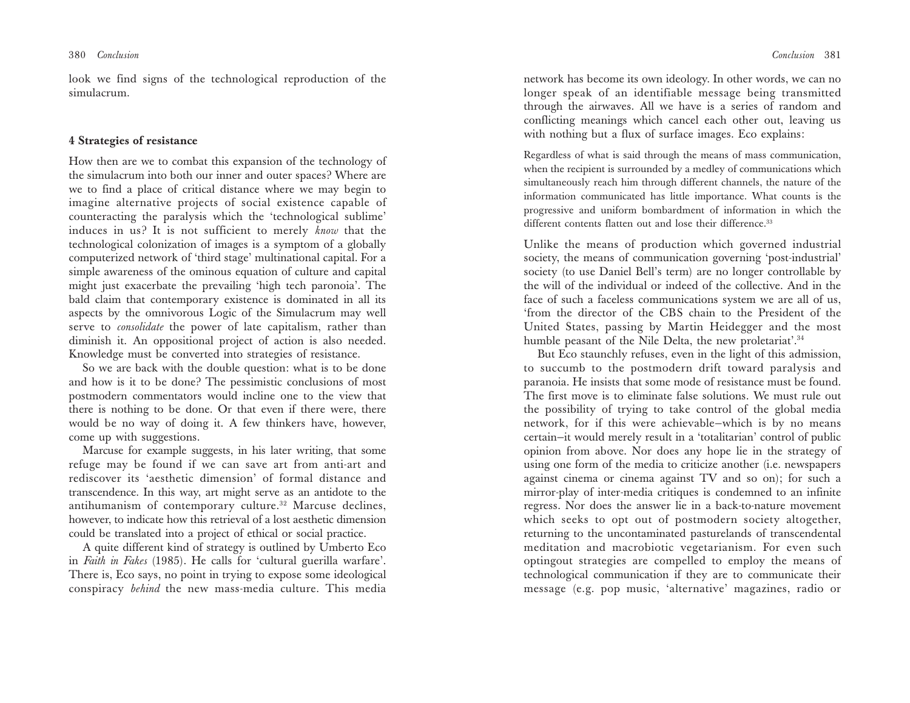look we find signs of the technological reproduction of the simulacrum.

## 4 Strategies of resistance

How then are we to combat this expansion of the technology of the simulacrum into both our inner and outer spaces? Where are we to find a place of critical distance where we may begin to imagine alternative projects of social existence capable of counteracting the paralysis which the 'technological sublime' induces in us? It is not sufficient to merely *know* that the technological colonization of images is a symptom of a globally computerized network of 'third stage' multinational capital. For a simple awareness of the ominous equation of culture and capital might just exacerbate the prevailing 'high tech paronoia'. The bald claim that contemporary existence is dominated in all its aspects by the omnivorous Logic of the Simulacrum may well serve to *consolidate* the power of late capitalism, rather than diminish it. An oppositional project of action is also needed. Knowledge must be converted into strategies of resistance.

So we are back with the double question: what is to be done and how is it to be done? The pessimistic conclusions of most postmodern commentators would incline one to the view that there is nothing to be done. Or that even if there were, there would be no way of doing it. A few thinkers have, however, come up with suggestions.

Marcuse for example suggests, in his later writing, that some refuge may be found if we can save art from anti-art and rediscover its 'aesthetic dimension' of formal distance and transcendence. In this way, art might serve as an antidote to the antihumanism of contemporary culture.[32] Marcuse declines, however, to indicate how this retrieval of a lost aesthetic dimension could be translated into a project of ethical or social practice.

A quite different kind of strategy is outlined by Umberto Eco in *Faith in Fakes* (1985). He calls for 'cultural guerilla warfare'. There is, Eco says, no point in trying to expose some ideological conspiracy *behind* the new mass-media culture. This media network has become its own ideology. In other words, we can no longer speak of an identifiable message being transmitted through the airwaves. All we have is a series of random and conflicting meanings which cancel each other out, leaving us with nothing but a flux of surface images. Eco explains:

> Regardless of what is said through the means of mass communication, when the recipient is surrounded by a medley of communications which simultaneously reach him through different channels, the nature of the information communicated has little importance. What counts is the progressive and uniform bombardment of information in which the different contents flatten out and lose their difference.[33]

Unlike the means of production which governed industrial society, the means of communication governing 'post-industrial' society (to use Daniel Bell's term) are no longer controllable by the will of the individual or indeed of the collective. And in the face of such a faceless communications system we are all of us, 'from the director of the CBS chain to the President of the United States, passing by Martin Heidegger and the most humble peasant of the Nile Delta, the new proletariat'.[34]

But Eco staunchly refuses, even in the light of this admission, to succumb to the postmodern drift toward paralysis and paranoia. He insists that some mode of resistance must be found. The first move is to eliminate false solutions. We must rule out the possibility of trying to take control of the global media network, for if this were achievable–which is by no means certain–it would merely result in a 'totalitarian' control of public opinion from above. Nor does any hope lie in the strategy of using one form of the media to criticize another (i.e. newspapers against cinema or cinema against TV and so on); for such a mirror-play of inter-media critiques is condemned to an infinite regress. Nor does the answer lie in a back-to-nature movement which seeks to opt out of postmodern society altogether, returning to the uncontaminated pasturelands of transcendental meditation and macrobiotic vegetarianism. For even such optingout strategies are compelled to employ the means of technological communication if they are to communicate their message (e.g. pop music, 'alternative' magazines, radio or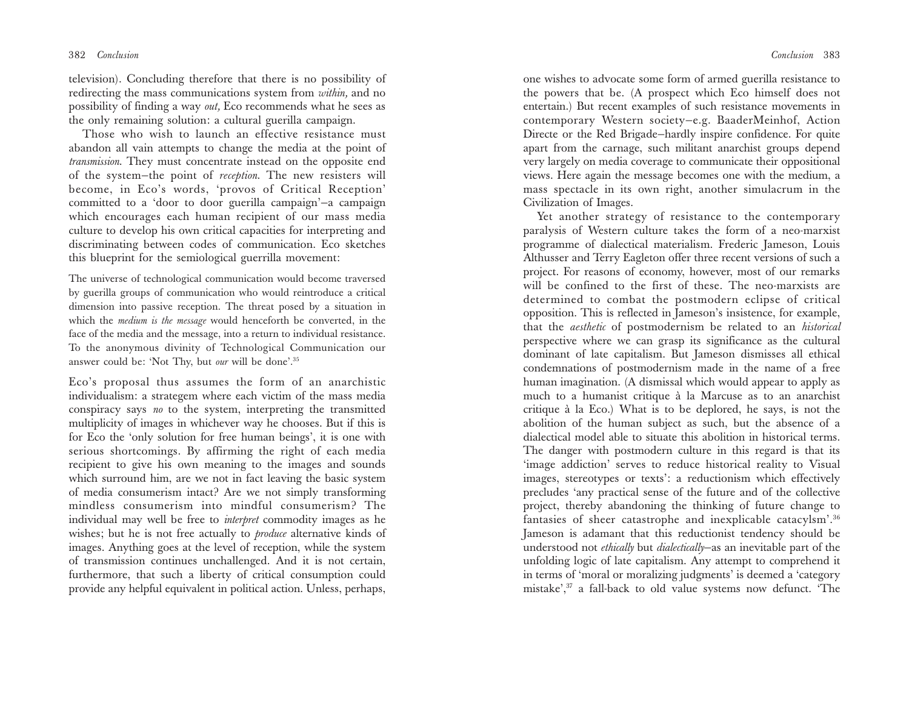television). Concluding therefore that there is no possibility of redirecting the mass communications system from *within,* and no possibility of finding a way *out,* Eco recommends what he sees as the only remaining solution: a cultural guerilla campaign.

Those who wish to launch an effective resistance must abandon all vain attempts to change the media at the point of *transmission*. They must concentrate instead on the opposite end of the system–the point of *reception*. The new resisters will become, in Eco's words, 'provos of Critical Reception' committed to a 'door to door guerilla campaign'–a campaign which encourages each human recipient of our mass media culture to develop his own critical capacities for interpreting and discriminating between codes of communication. Eco sketches this blueprint for the semiological guerrilla movement:

> The universe of technological communication would become traversed by guerilla groups of communication who would reintroduce a critical dimension into passive reception. The threat posed by a situation in which the *medium is the message* would henceforth be converted, in the face of the media and the message, into a return to individual resistance. To the anonymous divinity of Technological Communication our answer could be: 'Not Thy, but *our* will be done'.[35]

Eco's proposal thus assumes the form of an anarchistic individualism: a strategem where each victim of the mass media conspiracy says *no* to the system, interpreting the transmitted multiplicity of images in whichever way he chooses. But if this is for Eco the 'only solution for free human beings', it is one with serious shortcomings. By affirming the right of each media recipient to give his own meaning to the images and sounds which surround him, are we not in fact leaving the basic system of media consumerism intact? Are we not simply transforming mindless consumerism into mindful consumerism? The individual may well be free to *interpret* commodity images as he wishes; but he is not free actually to *produce* alternative kinds of images. Anything goes at the level of reception, while the system of transmission continues unchallenged. And it is not certain, furthermore, that such a liberty of critical consumption could provide any helpful equivalent in political action. Unless, perhaps, one wishes to advocate some form of armed guerilla resistance to the powers that be. (A prospect which Eco himself does not entertain.) But recent examples of such resistance movements in contemporary Western society–e.g. BaaderMeinhof, Action Directe or the Red Brigade–hardly inspire confidence. For quite apart from the carnage, such militant anarchist groups depend very largely on media coverage to communicate their oppositional views. Here again the message becomes one with the medium, a mass spectacle in its own right, another simulacrum in the Civilization of Images.

Yet another strategy of resistance to the contemporary paralysis of Western culture takes the form of a neo-marxist programme of dialectical materialism. Frederic Jameson, Louis Althusser and Terry Eagleton offer three recent versions of such a project. For reasons of economy, however, most of our remarks will be confined to the first of these. The neo-marxists are determined to combat the postmodern eclipse of critical opposition. This is reflected in Jameson's insistence, for example, that the *aesthetic* of postmodernism be related to an *historical* perspective where we can grasp its significance as the cultural dominant of late capitalism. But Jameson dismisses all ethical condemnations of postmodernism made in the name of a free human imagination. (A dismissal which would appear to apply as much to a humanist critique à la Marcuse as to an anarchist critique à la Eco.) What is to be deplored, he says, is not the abolition of the human subject as such, but the absence of a dialectical model able to situate this abolition in historical terms. The danger with postmodern culture in this regard is that its 'image addiction' serves to reduce historical reality to Visual images, stereotypes or texts': a reductionism which effectively precludes 'any practical sense of the future and of the collective project, thereby abandoning the thinking of future change to fantasies of sheer catastrophe and inexplicable catacylsm'.[36] Jameson is adamant that this reductionist tendency should be understood not *ethically* but *dialectically*–as an inevitable part of the unfolding logic of late capitalism. Any attempt to comprehend it in terms of 'moral or moralizing judgments' is deemed a 'category mistake',[37] a fall-back to old value systems now defunct. 'The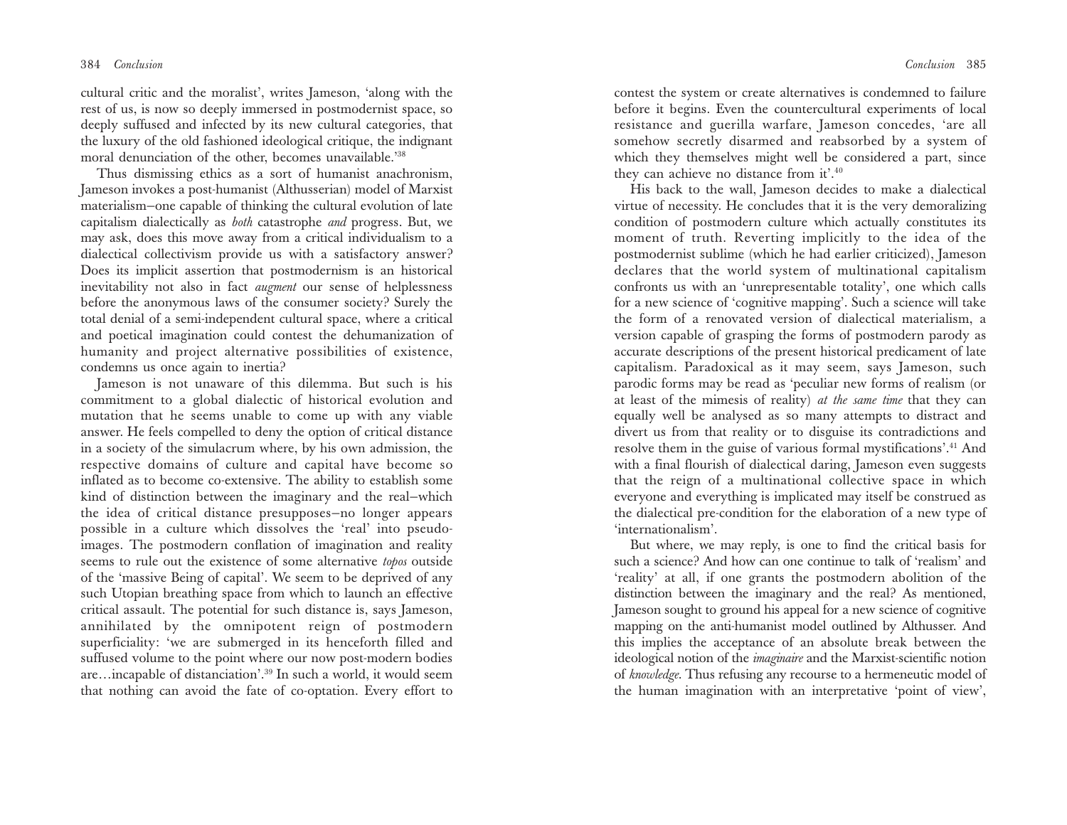cultural critic and the moralist', writes Jameson, 'along with the rest of us, is now so deeply immersed in postmodernist space, so deeply suffused and infected by its new cultural categories, that the luxury of the old fashioned ideological critique, the indignant moral denunciation of the other, becomes unavailable.'[38]

Thus dismissing ethics as a sort of humanist anachronism, Jameson invokes a post-humanist (Althusserian) model of Marxist materialism—one capable of thinking the cultural evolution of late capitalism dialectically as *both* catastrophe *and* progress. But, we may ask, does this move away from a critical individualism to a dialectical collectivism provide us with a satisfactory answer? Does its implicit assertion that postmodernism is an historical inevitability not also in fact *augment* our sense of helplessness before the anonymous laws of the consumer society? Surely the total denial of a semi-independent cultural space, where a critical and poetical imagination could contest the dehumanization of humanity and project alternative possibilities of existence, condemns us once again to inertia?

Jameson is not unaware of this dilemma. But such is his commitment to a global dialectic of historical evolution and mutation that he seems unable to come up with any viable answer. He feels compelled to deny the option of critical distance in a society of the simulacrum where, by his own admission, the respective domains of culture and capital have become so inflated as to become co-extensive. The ability to establish some kind of distinction between the imaginary and the real—which the idea of critical distance presupposes—no longer appears possible in a culture which dissolves the 'real' into pseudo-images. The postmodern conflation of imagination and reality seems to rule out the existence of some alternative *topos* outside of the 'massive Being of capital'. We seem to be deprived of any such Utopian breathing space from which to launch an effective critical assault. The potential for such distance is, says Jameson, annihilated by the omnipotent reign of postmodern superficiality: 'we are submerged in its henceforth filled and suffused volume to the point where our now post-modern bodies are…incapable of distanciation'.[39] In such a world, it would seem that nothing can avoid the fate of co-optation. Every effort to contest the system or create alternatives is condemned to failure before it begins. Even the countercultural experiments of local resistance and guerilla warfare, Jameson concedes, 'are all somehow secretly disarmed and reabsorbed by a system of which they themselves might well be considered a part, since they can achieve no distance from it'.[40]

His back to the wall, Jameson decides to make a dialectical virtue of necessity. He concludes that it is the very demoralizing condition of postmodern culture which actually constitutes its moment of truth. Reverting implicitly to the idea of the postmodernist sublime (which he had earlier criticized), Jameson declares that the world system of multinational capitalism confronts us with an 'unrepresentable totality', one which calls for a new science of 'cognitive mapping'. Such a science will take the form of a renovated version of dialectical materialism, a version capable of grasping the forms of postmodern parody as accurate descriptions of the present historical predicament of late capitalism. Paradoxical as it may seem, says Jameson, such parodic forms may be read as 'peculiar new forms of realism (or at least of the mimesis of reality) *at the same time* that they can equally well be analysed as so many attempts to distract and divert us from that reality or to disguise its contradictions and resolve them in the guise of various formal mystifications'.[41] And with a final flourish of dialectical daring, Jameson even suggests that the reign of a multinational collective space in which everyone and everything is implicated may itself be construed as the dialectical pre-condition for the elaboration of a new type of 'internationalism'.

But where, we may reply, is one to find the critical basis for such a science? And how can one continue to talk of 'realism' and 'reality' at all, if one grants the postmodern abolition of the distinction between the imaginary and the real? As mentioned, Jameson sought to ground his appeal for a new science of cognitive mapping on the anti-humanist model outlined by Althusser. And this implies the acceptance of an absolute break between the ideological notion of the *imaginaire* and the Marxist-scientific notion of *knowledge*. Thus refusing any recourse to a hermeneutic model of the human imagination with an interpretative 'point of view',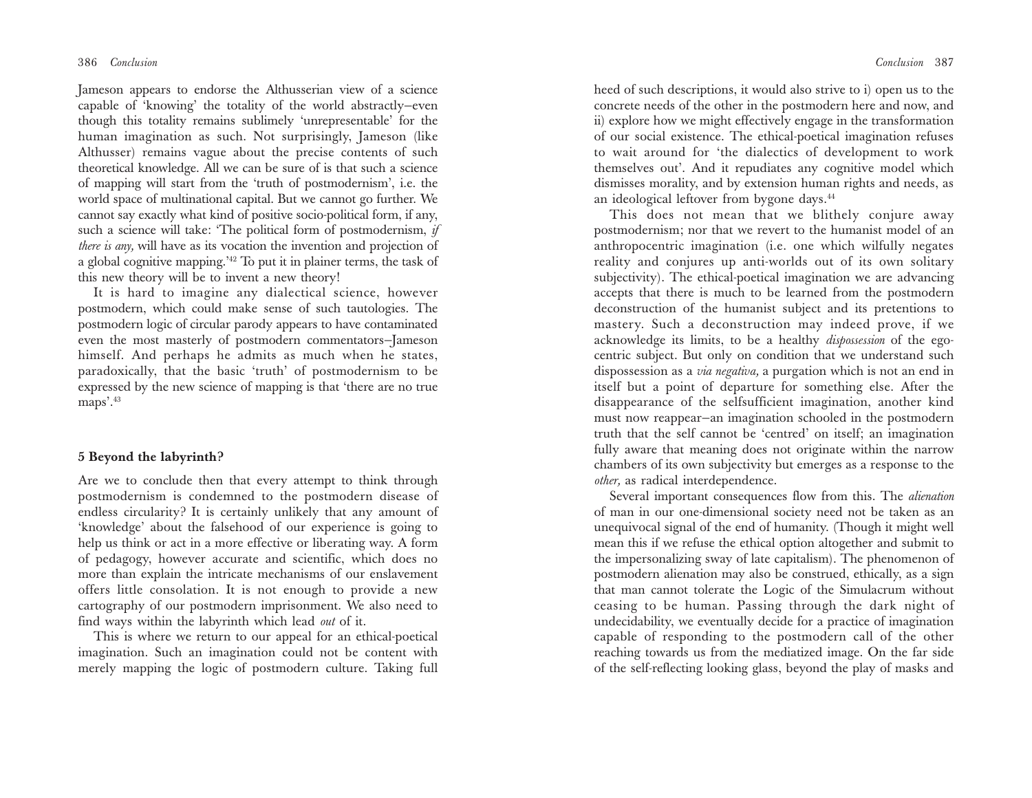Jameson appears to endorse the Althusserian view of a science capable of 'knowing' the totality of the world abstractly–even though this totality remains sublimely 'unrepresentable' for the human imagination as such. Not surprisingly, Jameson (like Althusser) remains vague about the precise contents of such theoretical knowledge. All we can be sure of is that such a science of mapping will start from the 'truth of postmodernism', i.e. the world space of multinational capital. But we cannot go further. We cannot say exactly what kind of positive socio-political form, if any, such a science will take: 'The political form of postmodernism, *if there is any,* will have as its vocation the invention and projection of a global cognitive mapping.'[42] To put it in plainer terms, the task of this new theory will be to invent a new theory!

It is hard to imagine any dialectical science, however postmodern, which could make sense of such tautologies. The postmodern logic of circular parody appears to have contaminated even the most masterly of postmodern commentators–Jameson himself. And perhaps he admits as much when he states, paradoxically, that the basic 'truth' of postmodernism to be expressed by the new science of mapping is that 'there are no true maps'.[43]

### 5 Beyond the labyrinth?

Are we to conclude then that every attempt to think through postmodernism is condemned to the postmodern disease of endless circularity? It is certainly unlikely that any amount of 'knowledge' about the falsehood of our experience is going to help us think or act in a more effective or liberating way. A form of pedagogy, however accurate and scientific, which does no more than explain the intricate mechanisms of our enslavement offers little consolation. It is not enough to provide a new cartography of our postmodern imprisonment. We also need to find ways within the labyrinth which lead *out* of it.

This is where we return to our appeal for an ethical-poetical imagination. Such an imagination could not be content with merely mapping the logic of postmodern culture. Taking full heed of such descriptions, it would also strive to i) open us to the concrete needs of the other in the postmodern here and now, and ii) explore how we might effectively engage in the transformation of our social existence. The ethical-poetical imagination refuses to wait around for 'the dialectics of development to work themselves out'. And it repudiates any cognitive model which dismisses morality, and by extension human rights and needs, as an ideological leftover from bygone days.[44]

This does not mean that we blithely conjure away postmodernism; nor that we revert to the humanist model of an anthropocentric imagination (i.e. one which wilfully negates reality and conjures up anti-worlds out of its own solitary subjectivity). The ethical-poetical imagination we are advancing accepts that there is much to be learned from the postmodern deconstruction of the humanist subject and its pretentions to mastery. Such a deconstruction may indeed prove, if we acknowledge its limits, to be a healthy *dispossession* of the ego-centric subject. But only on condition that we understand such dispossession as a *via negativa,* a purgation which is not an end in itself but a point of departure for something else. After the disappearance of the selfsufficient imagination, another kind must now reappear–an imagination schooled in the postmodern truth that the self cannot be 'centred' on itself; an imagination fully aware that meaning does not originate within the narrow chambers of its own subjectivity but emerges as a response to the *other,* as radical interdependence.

Several important consequences flow from this. The *alienation* of man in our one-dimensional society need not be taken as an unequivocal signal of the end of humanity. (Though it might well mean this if we refuse the ethical option altogether and submit to the impersonalizing sway of late capitalism). The phenomenon of postmodern alienation may also be construed, ethically, as a sign that man cannot tolerate the Logic of the Simulacrum without ceasing to be human. Passing through the dark night of undecidability, we eventually decide for a practice of imagination capable of responding to the postmodern call of the other reaching towards us from the mediatized image. On the far side of the self-reflecting looking glass, beyond the play of masks and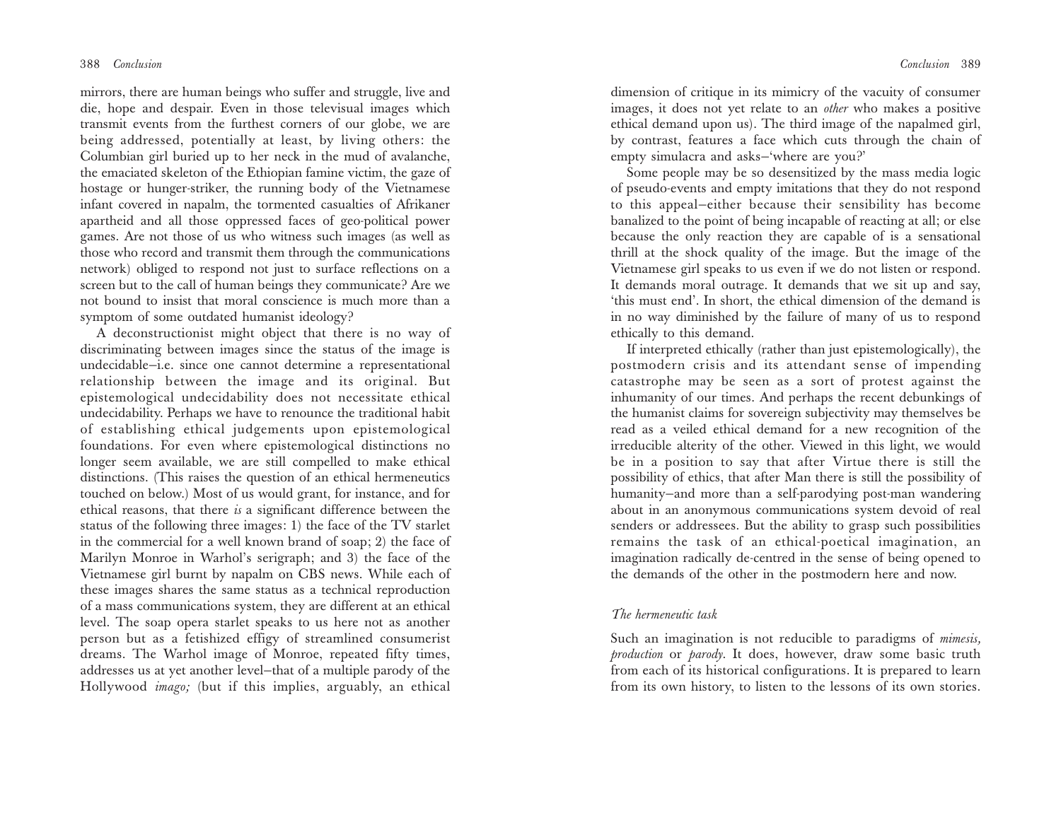mirrors, there are human beings who suffer and struggle, live and die, hope and despair. Even in those televisual images which transmit events from the furthest corners of our globe, we are being addressed, potentially at least, by living others: the Columbian girl buried up to her neck in the mud of avalanche, the emaciated skeleton of the Ethiopian famine victim, the gaze of hostage or hunger-striker, the running body of the Vietnamese infant covered in napalm, the tormented casualties of Afrikaner apartheid and all those oppressed faces of geo-political power games. Are not those of us who witness such images (as well as those who record and transmit them through the communications network) obliged to respond not just to surface reflections on a screen but to the call of human beings they communicate? Are we not bound to insist that moral conscience is much more than a symptom of some outdated humanist ideology?

A deconstructionist might object that there is no way of discriminating between images since the status of the image is undecidable—i.e. since one cannot determine a representational relationship between the image and its original. But epistemological undecidability does not necessitate ethical undecidability. Perhaps we have to renounce the traditional habit of establishing ethical judgements upon epistemological foundations. For even where epistemological distinctions no longer seem available, we are still compelled to make ethical distinctions. (This raises the question of an ethical hermeneutics touched on below.) Most of us would grant, for instance, and for ethical reasons, that there *is* a significant difference between the status of the following three images: 1) the face of the TV starlet in the commercial for a well known brand of soap; 2) the face of Marilyn Monroe in Warhol's serigraph; and 3) the face of the Vietnamese girl burnt by napalm on CBS news. While each of these images shares the same status as a technical reproduction of a mass communications system, they are different at an ethical level. The soap opera starlet speaks to us here not as another person but as a fetishized effigy of streamlined consumerist dreams. The Warhol image of Monroe, repeated fifty times, addresses us at yet another level—that of a multiple parody of the Hollywood *imago;* (but if this implies, arguably, an ethical dimension of critique in its mimicry of the vacuity of consumer images, it does not yet relate to an *other* who makes a positive ethical demand upon us). The third image of the napalmed girl, by contrast, features a face which cuts through the chain of empty simulacra and asks—'where are you?'

Some people may be so desensitized by the mass media logic of pseudo-events and empty imitations that they do not respond to this appeal—either because their sensibility has become banalized to the point of being incapable of reacting at all; or else because the only reaction they are capable of is a sensational thrill at the shock quality of the image. But the image of the Vietnamese girl speaks to us even if we do not listen or respond. It demands moral outrage. It demands that we sit up and say, 'this must end'. In short, the ethical dimension of the demand is in no way diminished by the failure of many of us to respond ethically to this demand.

If interpreted ethically (rather than just epistemologically), the postmodern crisis and its attendant sense of impending catastrophe may be seen as a sort of protest against the inhumanity of our times. And perhaps the recent debunkings of the humanist claims for sovereign subjectivity may themselves be read as a veiled ethical demand for a new recognition of the irreducible alterity of the other. Viewed in this light, we would be in a position to say that after Virtue there is still the possibility of ethics, that after Man there is still the possibility of humanity—and more than a self-parodying post-man wandering about in an anonymous communications system devoid of real senders or addressees. But the ability to grasp such possibilities remains the task of an ethical-poetical imagination, an imagination radically de-centred in the sense of being opened to the demands of the other in the postmodern here and now.

### *The hermeneutic task*

Such an imagination is not reducible to paradigms of *mimesis, production* or *parody*. It does, however, draw some basic truth from each of its historical configurations. It is prepared to learn from its own history, to listen to the lessons of its own stories.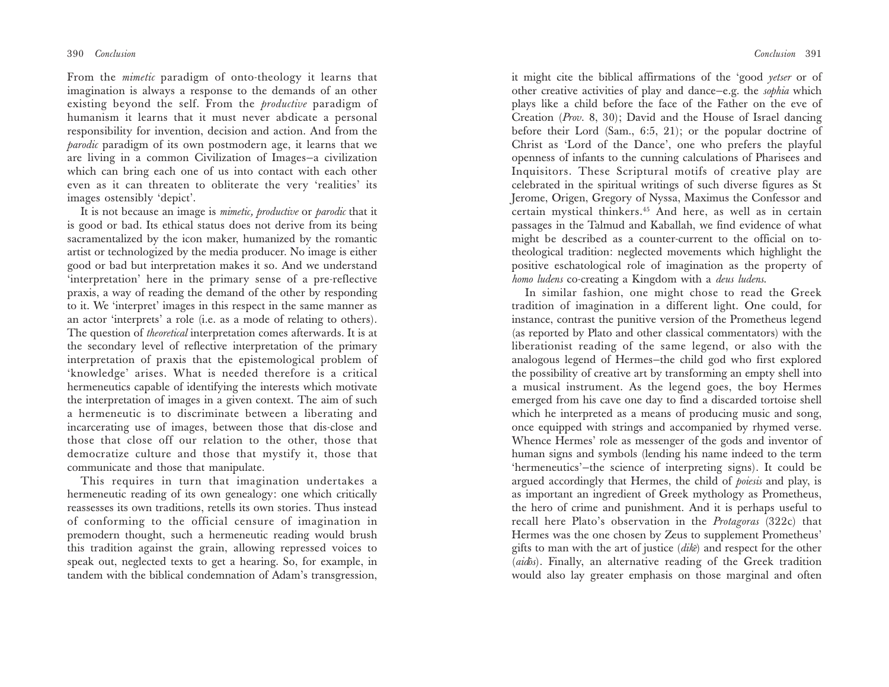From the *mimetic* paradigm of onto-theology it learns that imagination is always a response to the demands of an other existing beyond the self. From the *productive* paradigm of humanism it learns that it must never abdicate a personal responsibility for invention, decision and action. And from the *parodic* paradigm of its own postmodern age, it learns that we are living in a common Civilization of Images—a civilization which can bring each one of us into contact with each other even as it can threaten to obliterate the very 'realities' its images ostensibly 'depict'.

It is not because an image is *mimetic, productive* or *parodic* that it is good or bad. Its ethical status does not derive from its being sacramentalized by the icon maker, humanized by the romantic artist or technologized by the media producer. No image is either good or bad but interpretation makes it so. And we understand 'interpretation' here in the primary sense of a pre-reflective praxis, a way of reading the demand of the other by responding to it. We 'interpret' images in this respect in the same manner as an actor 'interprets' a role (i.e. as a mode of relating to others). The question of *theoretical* interpretation comes afterwards. It is at the secondary level of reflective interpretation of the primary interpretation of praxis that the epistemological problem of 'knowledge' arises. What is needed therefore is a critical hermeneutics capable of identifying the interests which motivate the interpretation of images in a given context. The aim of such a hermeneutic is to discriminate between a liberating and incarcerating use of images, between those that dis-close and those that close off our relation to the other, those that democratize culture and those that mystify it, those that communicate and those that manipulate.

This requires in turn that imagination undertakes a hermeneutic reading of its own genealogy: one which critically reassesses its own traditions, retells its own stories. Thus instead of conforming to the official censure of imagination in premodern thought, such a hermeneutic reading would brush this tradition against the grain, allowing repressed voices to speak out, neglected texts to get a hearing. So, for example, in tandem with the biblical condemnation of Adam's transgression, it might cite the biblical affirmations of the 'good *yetser* or of other creative activities of play and dance—e.g. the *sophia* which plays like a child before the face of the Father on the eve of Creation (*Prov*. 8, 30); David and the House of Israel dancing before their Lord (Sam., 6:5, 21); or the popular doctrine of Christ as 'Lord of the Dance', one who prefers the playful openness of infants to the cunning calculations of Pharisees and Inquisitors. These Scriptural motifs of creative play are celebrated in the spiritual writings of such diverse figures as St Jerome, Origen, Gregory of Nyssa, Maximus the Confessor and certain mystical thinkers.[45] And here, as well as in certain passages in the Talmud and Kaballah, we find evidence of what might be described as a counter-current to the official on to-theological tradition: neglected movements which highlight the positive eschatological role of imagination as the property of *homo ludens* co-creating a Kingdom with a *deus ludens*.

In similar fashion, one might chose to read the Greek tradition of imagination in a different light. One could, for instance, contrast the punitive version of the Prometheus legend (as reported by Plato and other classical commentators) with the liberationist reading of the same legend, or also with the analogous legend of Hermes—the child god who first explored the possibility of creative art by transforming an empty shell into a musical instrument. As the legend goes, the boy Hermes emerged from his cave one day to find a discarded tortoise shell which he interpreted as a means of producing music and song, once equipped with strings and accompanied by rhymed verse. Whence Hermes' role as messenger of the gods and inventor of human signs and symbols (lending his name indeed to the term 'hermeneutics'—the science of interpreting signs). It could be argued accordingly that Hermes, the child of *poiesis* and play, is as important an ingredient of Greek mythology as Prometheus, the hero of crime and punishment. And it is perhaps useful to recall here Plato's observation in the *Protagoras* (322c) that Hermes was the one chosen by Zeus to supplement Prometheus' gifts to man with the art of justice (*dikē*) and respect for the other (*aidōs*). Finally, an alternative reading of the Greek tradition would also lay greater emphasis on those marginal and often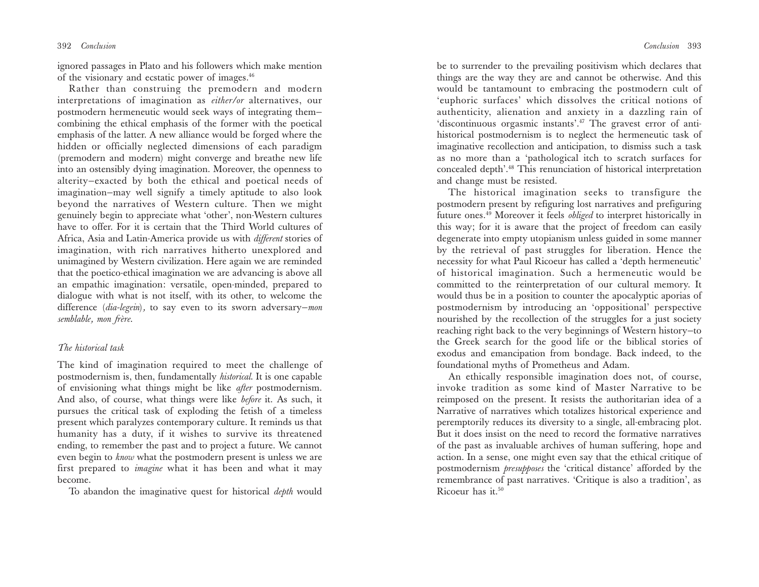ignored passages in Plato and his followers which make mention of the visionary and ecstatic power of images.[46]

Rather than construing the premodern and modern interpretations of imagination as *either/or* alternatives, our postmodern hermeneutic would seek ways of integrating them—combining the ethical emphasis of the former with the poetical emphasis of the latter. A new alliance would be forged where the hidden or officially neglected dimensions of each paradigm (premodern and modern) might converge and breathe new life into an ostensibly dying imagination. Moreover, the openness to alterity—exacted by both the ethical and poetical needs of imagination—may well signify a timely aptitude to also look beyond the narratives of Western culture. Then we might genuinely begin to appreciate what 'other', non-Western cultures have to offer. For it is certain that the Third World cultures of Africa, Asia and Latin-America provide us with *different* stories of imagination, with rich narratives hitherto unexplored and unimagined by Western civilization. Here again we are reminded that the poetico-ethical imagination we are advancing is above all an empathic imagination: versatile, open-minded, prepared to dialogue with what is not itself, with its other, to welcome the difference (*dia-legein*), to say even to its sworn adversary—*mon semblable, mon frère*.

### *The historical task*

The kind of imagination required to meet the challenge of postmodernism is, then, fundamentally *historical*. It is one capable of envisioning what things might be like *after* postmodernism. And also, of course, what things were like *before* it. As such, it pursues the critical task of exploding the fetish of a timeless present which paralyzes contemporary culture. It reminds us that humanity has a duty, if it wishes to survive its threatened ending, to remember the past and to project a future. We cannot even begin to *know* what the postmodern present is unless we are first prepared to *imagine* what it has been and what it may become.

To abandon the imaginative quest for historical *depth* would be to surrender to the prevailing positivism which declares that things are the way they are and cannot be otherwise. And this would be tantamount to embracing the postmodern cult of 'euphoric surfaces' which dissolves the critical notions of authenticity, alienation and anxiety in a dazzling rain of 'discontinuous orgasmic instants'.[47] The gravest error of anti-historical postmodernism is to neglect the hermeneutic task of imaginative recollection and anticipation, to dismiss such a task as no more than a 'pathological itch to scratch surfaces for concealed depth'.[48] This renunciation of historical interpretation and change must be resisted.

The historical imagination seeks to transfigure the postmodern present by refiguring lost narratives and prefiguring future ones.[49] Moreover it feels *obliged* to interpret historically in this way; for it is aware that the project of freedom can easily degenerate into empty utopianism unless guided in some manner by the retrieval of past struggles for liberation. Hence the necessity for what Paul Ricoeur has called a 'depth hermeneutic' of historical imagination. Such a hermeneutic would be committed to the reinterpretation of our cultural memory. It would thus be in a position to counter the apocalyptic aporias of postmodernism by introducing an 'oppositional' perspective nourished by the recollection of the struggles for a just society reaching right back to the very beginnings of Western history—to the Greek search for the good life or the biblical stories of exodus and emancipation from bondage. Back indeed, to the foundational myths of Prometheus and Adam.

An ethically responsible imagination does not, of course, invoke tradition as some kind of Master Narrative to be reimposed on the present. It resists the authoritarian idea of a Narrative of narratives which totalizes historical experience and peremptorily reduces its diversity to a single, all-embracing plot. But it does insist on the need to record the formative narratives of the past as invaluable archives of human suffering, hope and action. In a sense, one might even say that the ethical critique of postmodernism *presupposes* the 'critical distance' afforded by the remembrance of past narratives. 'Critique is also a tradition', as Ricoeur has it.[50]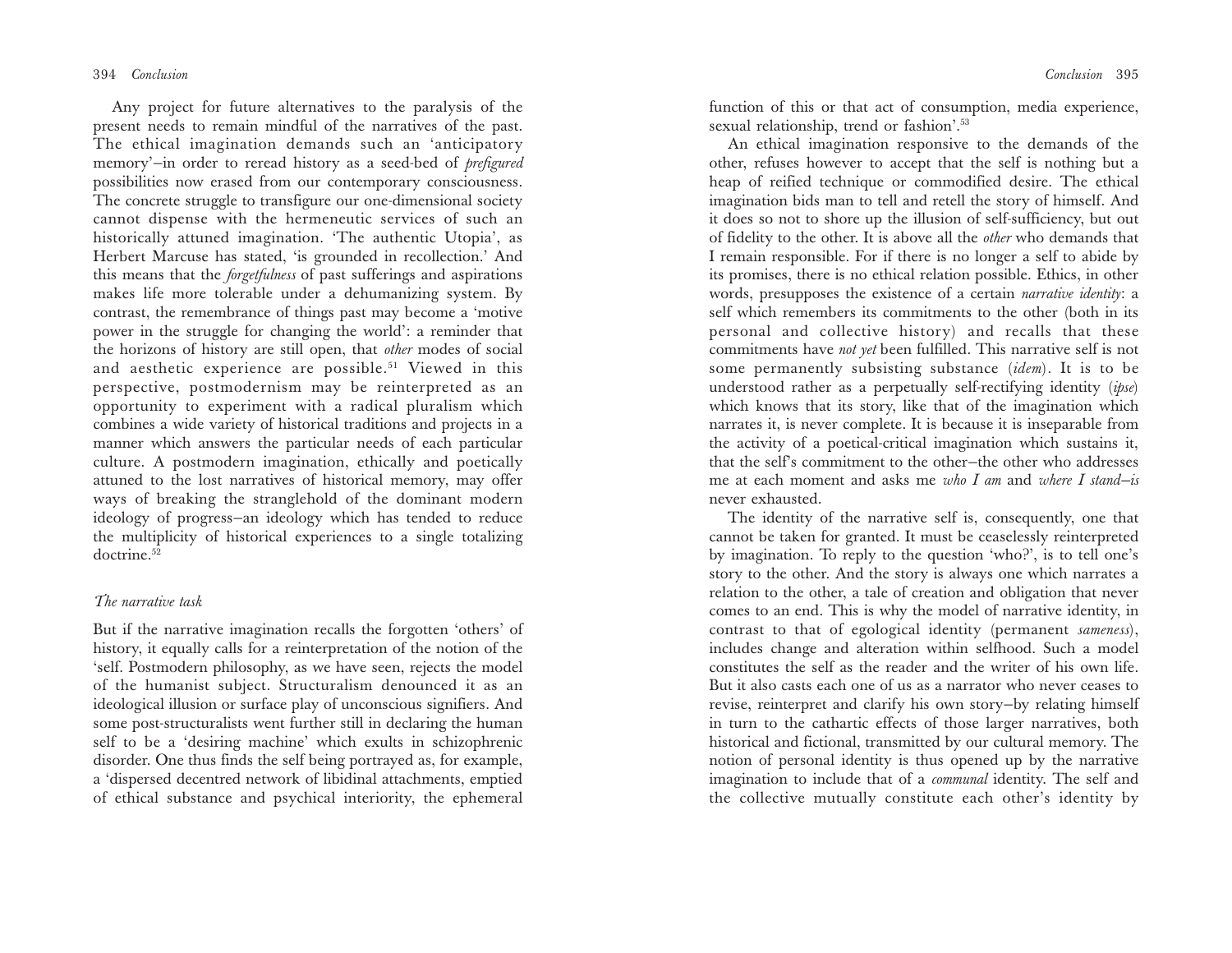Any project for future alternatives to the paralysis of the present needs to remain mindful of the narratives of the past. The ethical imagination demands such an 'anticipatory memory'–in order to reread history as a seed-bed of *prefigured* possibilities now erased from our contemporary consciousness. The concrete struggle to transfigure our one-dimensional society cannot dispense with the hermeneutic services of such an historically attuned imagination. 'The authentic Utopia', as Herbert Marcuse has stated, 'is grounded in recollection.' And this means that the *forgetfulness* of past sufferings and aspirations makes life more tolerable under a dehumanizing system. By contrast, the remembrance of things past may become a 'motive power in the struggle for changing the world': a reminder that the horizons of history are still open, that *other* modes of social and aesthetic experience are possible.[51] Viewed in this perspective, postmodernism may be reinterpreted as an opportunity to experiment with a radical pluralism which combines a wide variety of historical traditions and projects in a manner which answers the particular needs of each particular culture. A postmodern imagination, ethically and poetically attuned to the lost narratives of historical memory, may offer ways of breaking the stranglehold of the dominant modern ideology of progress–an ideology which has tended to reduce the multiplicity of historical experiences to a single totalizing doctrine.[52]

### *The narrative task*

But if the narrative imagination recalls the forgotten 'others' of history, it equally calls for a reinterpretation of the notion of the 'self. Postmodern philosophy, as we have seen, rejects the model of the humanist subject. Structuralism denounced it as an ideological illusion or surface play of unconscious signifiers. And some post-structuralists went further still in declaring the human self to be a 'desiring machine' which exults in schizophrenic disorder. One thus finds the self being portrayed as, for example, a 'dispersed decentred network of libidinal attachments, emptied of ethical substance and psychical interiority, the ephemeral function of this or that act of consumption, media experience, sexual relationship, trend or fashion'.[53]

An ethical imagination responsive to the demands of the other, refuses however to accept that the self is nothing but a heap of reified technique or commodified desire. The ethical imagination bids man to tell and retell the story of himself. And it does so not to shore up the illusion of self-sufficiency, but out of fidelity to the other. It is above all the *other* who demands that I remain responsible. For if there is no longer a self to abide by its promises, there is no ethical relation possible. Ethics, in other words, presupposes the existence of a certain *narrative identity*: a self which remembers its commitments to the other (both in its personal and collective history) and recalls that these commitments have *not yet* been fulfilled. This narrative self is not some permanently subsisting substance (*idem*). It is to be understood rather as a perpetually self-rectifying identity (*ipse*) which knows that its story, like that of the imagination which narrates it, is never complete. It is because it is inseparable from the activity of a poetical-critical imagination which sustains it, that the self's commitment to the other–the other who addresses me at each moment and asks me *who I am* and *where I stand*–is never exhausted.

The identity of the narrative self is, consequently, one that cannot be taken for granted. It must be ceaselessly reinterpreted by imagination. To reply to the question 'who?', is to tell one's story to the other. And the story is always one which narrates a relation to the other, a tale of creation and obligation that never comes to an end. This is why the model of narrative identity, in contrast to that of egological identity (permanent *sameness*), includes change and alteration within selfhood. Such a model constitutes the self as the reader and the writer of his own life. But it also casts each one of us as a narrator who never ceases to revise, reinterpret and clarify his own story–by relating himself in turn to the cathartic effects of those larger narratives, both historical and fictional, transmitted by our cultural memory. The notion of personal identity is thus opened up by the narrative imagination to include that of a *communal* identity. The self and the collective mutually constitute each other's identity by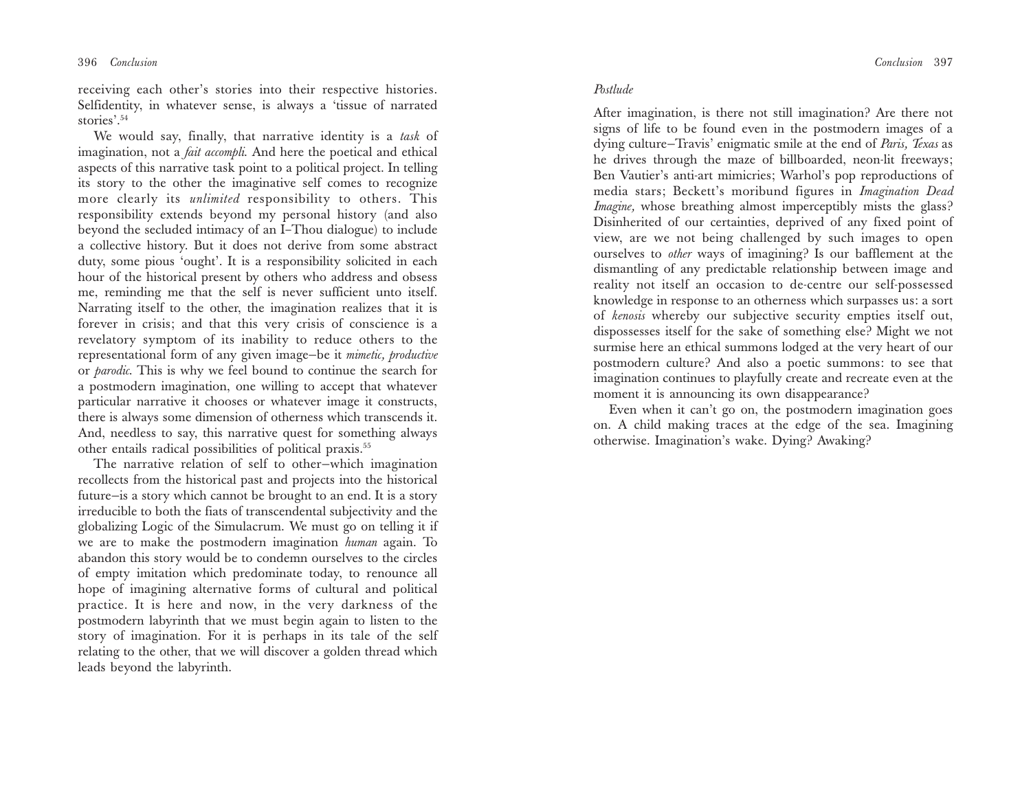receiving each other's stories into their respective histories. Selfidentity, in whatever sense, is always a 'tissue of narrated stories'.[54]

We would say, finally, that narrative identity is a *task* of imagination, not a *fait accompli*. And here the poetical and ethical aspects of this narrative task point to a political project. In telling its story to the other the imaginative self comes to recognize more clearly its *unlimited* responsibility to others. This responsibility extends beyond my personal history (and also beyond the secluded intimacy of an I–Thou dialogue) to include a collective history. But it does not derive from some abstract duty, some pious 'ought'. It is a responsibility solicited in each hour of the historical present by others who address and obsess me, reminding me that the self is never sufficient unto itself. Narrating itself to the other, the imagination realizes that it is forever in crisis; and that this very crisis of conscience is a revelatory symptom of its inability to reduce others to the representational form of any given image—be it *mimetic, productive* or *parodic*. This is why we feel bound to continue the search for a postmodern imagination, one willing to accept that whatever particular narrative it chooses or whatever image it constructs, there is always some dimension of otherness which transcends it. And, needless to say, this narrative quest for something always other entails radical possibilities of political praxis.[55]

The narrative relation of self to other—which imagination recollects from the historical past and projects into the historical future—is a story which cannot be brought to an end. It is a story irreducible to both the fiats of transcendental subjectivity and the globalizing Logic of the Simulacrum. We must go on telling it if we are to make the postmodern imagination *human* again. To abandon this story would be to condemn ourselves to the circles of empty imitation which predominate today, to renounce all hope of imagining alternative forms of cultural and political practice. It is here and now, in the very darkness of the postmodern labyrinth that we must begin again to listen to the story of imagination. For it is perhaps in its tale of the self relating to the other, that we will discover a golden thread which leads beyond the labyrinth.

### *Postlude*

After imagination, is there not still imagination? Are there not signs of life to be found even in the postmodern images of a dying culture—Travis' enigmatic smile at the end of *Paris, Texas* as he drives through the maze of billboarded, neon-lit freeways; Ben Vautier's anti-art mimicries; Warhol's pop reproductions of media stars; Beckett's moribund figures in *Imagination Dead Imagine,* whose breathing almost imperceptibly mists the glass? Disinherited of our certainties, deprived of any fixed point of view, are we not being challenged by such images to open ourselves to *other* ways of imagining? Is our bafflement at the dismantling of any predictable relationship between image and reality not itself an occasion to de-centre our self-possessed knowledge in response to an otherness which surpasses us: a sort of *kenosis* whereby our subjective security empties itself out, dispossesses itself for the sake of something else? Might we not surmise here an ethical summons lodged at the very heart of our postmodern culture? And also a poetic summons: to see that imagination continues to playfully create and recreate even at the moment it is announcing its own disappearance?

Even when it can't go on, the postmodern imagination goes on. A child making traces at the edge of the sea. Imagining otherwise. Imagination's wake. Dying? Awaking?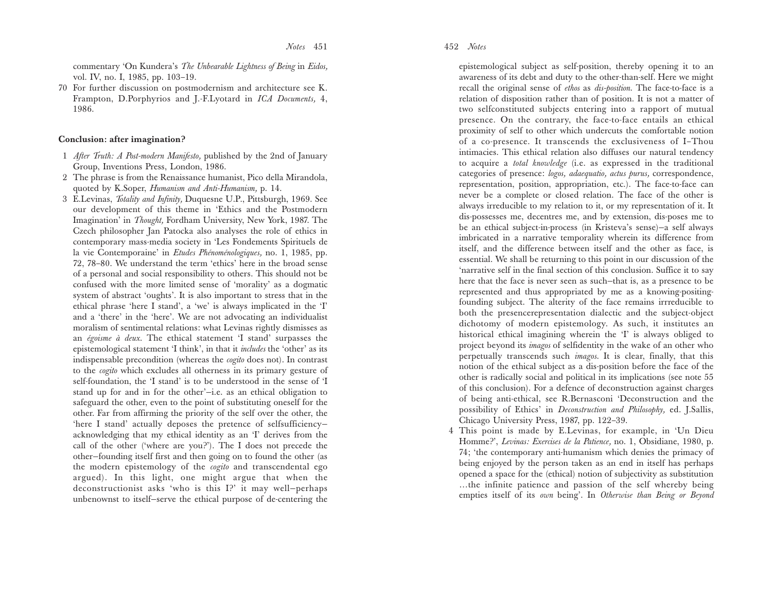commentary 'On Kundera's *The Unbearable Lightness of Being* in *Eidos,* vol. IV, no. I, 1985, pp. 103–19.

70 For further discussion on postmodernism and architecture see K. Frampton, D.Porphyrios and J.-F.Lyotard in *ICA Documents,* 4, 1986.

**Conclusion: after imagination?**

1 *After Truth: A Post-modern Manifesto,* published by the 2nd of January Group, Inventions Press, London, 1986.

2 The phrase is from the Renaissance humanist, Pico della Mirandola, quoted by K.Soper, *Humanism and Anti-Humanism,* p. 14.

3 E.Levinas, *Totality and Infinity,* Duquesne U.P., Pittsburgh, 1969. See our development of this theme in 'Ethics and the Postmodern Imagination' in *Thought,* Fordham University, New York, 1987. The Czech philosopher Jan Patocka also analyses the role of ethics in contemporary mass-media society in 'Les Fondements Spirituels de la vie Contemporaine' in *Etudes Phénoménologiques,* no. 1, 1985, pp. 72, 78–80. We understand the term 'ethics' here in the broad sense of a personal and social responsibility to others. This should not be confused with the more limited sense of 'morality' as a dogmatic system of abstract 'oughts'. It is also important to stress that in the ethical phrase 'here I stand', a 'we' is always implicated in the 'I' and a 'there' in the 'here'. We are not advocating an individualist moralism of sentimental relations: what Levinas rightly dismisses as an *égoisme à deux*. The ethical statement 'I stand' surpasses the epistemological statement 'I think', in that it *includes* the 'other' as its indispensable precondition (whereas the *cogito* does not). In contrast to the *cogito* which excludes all otherness in its primary gesture of self-foundation, the 'I stand' is to be understood in the sense of 'I stand up for and in and for the other'—i.e. as an ethical obligation to safeguard the other, even to the point of substituting oneself for the other. Far from affirming the priority of the self over the other, the 'here I stand' actually deposes the pretence of selfsufficiency—acknowledging that my ethical identity as an 'I' derives from the call of the other ('where are you?'). The I does not precede the other—founding itself first and then going on to found the other (as the modern epistemology of the *cogito* and transcendental ego argued). In this light, one might argue that when the deconstructionist asks 'who is this I?' it may well—perhaps unbenownst to itself—serve the ethical purpose of de-centering the epistemological subject as self-position, thereby opening it to an awareness of its debt and duty to the other-than-self. Here we might recall the original sense of *ethos* as *dis-position*. The face-to-face is a relation of disposition rather than of position. It is not a matter of two selfconstituted subjects entering into a rapport of mutual presence. On the contrary, the face-to-face entails an ethical proximity of self to other which undercuts the comfortable notion of a co-presence. It transcends the exclusiveness of I–Thou intimacies. This ethical relation also diffuses our natural tendency to acquire a *total knowledge* (i.e. as expressed in the traditional categories of presence: *logos, adaequatio, actus purus,* correspondence, representation, position, appropriation, etc.). The face-to-face can never be a complete or closed relation. The face of the other is always irreducible to my relation to it, or my representation of it. It dis-possesses me, decentres me, and by extension, dis-poses me to be an ethical subject-in-process (in Kristeva's sense)—a self always imbricated in a narrative temporality wherein its difference from itself, and the difference between itself and the other as face, is essential. We shall be returning to this point in our discussion of the 'narrative self in the final section of this conclusion. Suffice it to say here that the face is never seen as such—that is, as a presence to be represented and thus appropriated by me as a knowing-positing-founding subject. The alterity of the face remains irrreducible to both the presencerepresentation dialectic and the subject-object dichotomy of modern epistemology. As such, it institutes an historical ethical imagining wherein the 'I' is always obliged to project beyond its *imagos* of selfidentity in the wake of an other who perpetually transcends such *imagos*. It is clear, finally, that this notion of the ethical subject as a dis-position before the face of the other is radically social and political in its implications (see note 55 of this conclusion). For a defence of deconstruction against charges of being anti-ethical, see R.Bernasconi 'Deconstruction and the possibility of Ethics' in *Deconstruction and Philosophy,* ed. J.Sallis, Chicago University Press, 1987, pp. 122–39.

4 This point is made by E.Levinas, for example, in 'Un Dieu Homme?', *Levinas: Exercises de la Patience,* no. 1, Obsidiane, 1980, p. 74; 'the contemporary anti-humanism which denies the primacy of being enjoyed by the person taken as an end in itself has perhaps opened a space for the (ethical) notion of subjectivity as substitution …the infinite patience and passion of the self whereby being empties itself of its *own* being'. In *Otherwise than Being or Beyond*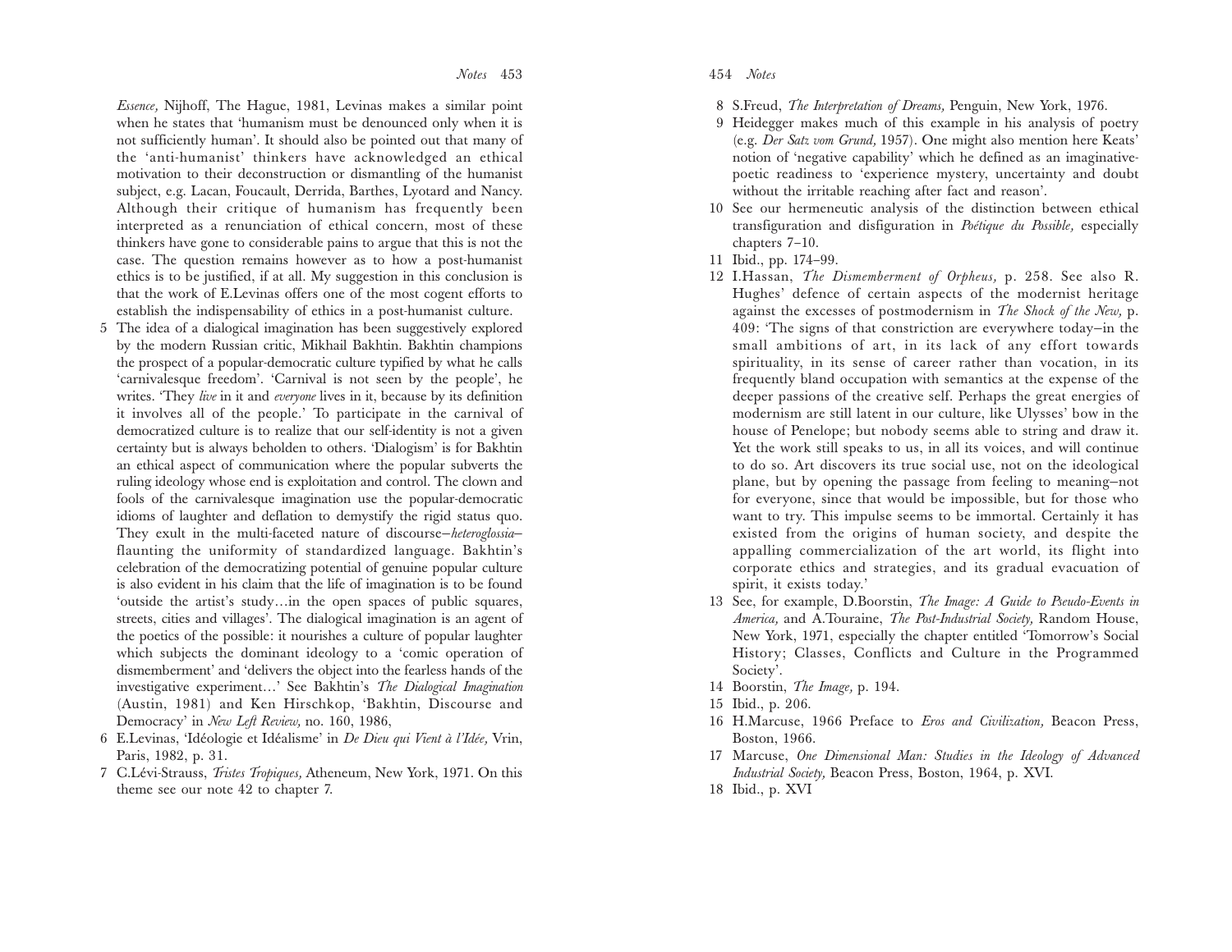*Essence,* Nijhoff, The Hague, 1981, Levinas makes a similar point when he states that 'humanism must be denounced only when it is not sufficiently human'. It should also be pointed out that many of the 'anti-humanist' thinkers have acknowledged an ethical motivation to their deconstruction or dismantling of the humanist subject, e.g. Lacan, Foucault, Derrida, Barthes, Lyotard and Nancy. Although their critique of humanism has frequently been interpreted as a renunciation of ethical concern, most of these thinkers have gone to considerable pains to argue that this is not the case. The question remains however as to how a post-humanist ethics is to be justified, if at all. My suggestion in this conclusion is that the work of E.Levinas offers one of the most cogent efforts to establish the indispensability of ethics in a post-humanist culture.

5 The idea of a dialogical imagination has been suggestively explored by the modern Russian critic, Mikhail Bakhtin. Bakhtin champions the prospect of a popular-democratic culture typified by what he calls 'carnivalesque freedom'. 'Carnival is not seen by the people', he writes. 'They *live* in it and *everyone* lives in it, because by its definition it involves all of the people.' To participate in the carnival of democratized culture is to realize that our self-identity is not a given certainty but is always beholden to others. 'Dialogism' is for Bakhtin an ethical aspect of communication where the popular subverts the ruling ideology whose end is exploitation and control. The clown and fools of the carnivalesque imagination use the popular-democratic idioms of laughter and deflation to demystify the rigid status quo. They exult in the multi-faceted nature of discourse—*heteroglossia*—flaunting the uniformity of standardized language. Bakhtin's celebration of the democratizing potential of genuine popular culture is also evident in his claim that the life of imagination is to be found 'outside the artist's study…in the open spaces of public squares, streets, cities and villages'. The dialogical imagination is an agent of the poetics of the possible: it nourishes a culture of popular laughter which subjects the dominant ideology to a 'comic operation of dismemberment' and 'delivers the object into the fearless hands of the investigative experiment…' See Bakhtin's *The Dialogical Imagination* (Austin, 1981) and Ken Hirschkop, 'Bakhtin, Discourse and Democracy' in *New Left Review,* no. 160, 1986,

6 E.Levinas, 'Idéologie et Idéalisme' in *De Dieu qui Vient à l'Idée,* Vrin, Paris, 1982, p. 31.

7 C.Lévi-Strauss, *Tristes Tropiques,* Atheneum, New York, 1971. On this theme see our note 42 to chapter 7.

8 S.Freud, *The Interpretation of Dreams,* Penguin, New York, 1976.

9 Heidegger makes much of this example in his analysis of poetry (e.g. *Der Satz vom Grund,* 1957). One might also mention here Keats' notion of 'negative capability' which he defined as an imaginative-poetic readiness to 'experience mystery, uncertainty and doubt without the irritable reaching after fact and reason'.

10 See our hermeneutic analysis of the distinction between ethical transfiguration and disfiguration in *Poétique du Possible,* especially chapters 7–10.

11 Ibid., pp. 174–99.

12 I.Hassan, *The Dismemberment of Orpheus,* p. 258. See also R. Hughes' defence of certain aspects of the modernist heritage against the excesses of postmodernism in *The Shock of the New,* p. 409: 'The signs of that constriction are everywhere today—in the small ambitions of art, in its lack of any effort towards spirituality, in its sense of career rather than vocation, in its frequently bland occupation with semantics at the expense of the deeper passions of the creative self. Perhaps the great energies of modernism are still latent in our culture, like Ulysses' bow in the house of Penelope; but nobody seems able to string and draw it. Yet the work still speaks to us, in all its voices, and will continue to do so. Art discovers its true social use, not on the ideological plane, but by opening the passage from feeling to meaning—not for everyone, since that would be impossible, but for those who want to try. This impulse seems to be immortal. Certainly it has existed from the origins of human society, and despite the appalling commercialization of the art world, its flight into corporate ethics and strategies, and its gradual evacuation of spirit, it exists today.'

13 See, for example, D.Boorstin, *The Image: A Guide to Pseudo-Events in America,* and A.Touraine, *The Post-Industrial Society,* Random House, New York, 1971, especially the chapter entitled 'Tomorrow's Social History; Classes, Conflicts and Culture in the Programmed Society'.

14 Boorstin, *The Image,* p. 194.

15 Ibid., p. 206.

16 H.Marcuse, 1966 Preface to *Eros and Civilization,* Beacon Press, Boston, 1966.

17 Marcuse, *One Dimensional Man: Studies in the Ideology of Advanced Industrial Society,* Beacon Press, Boston, 1964, p. XVI.

18 Ibid., p. XVI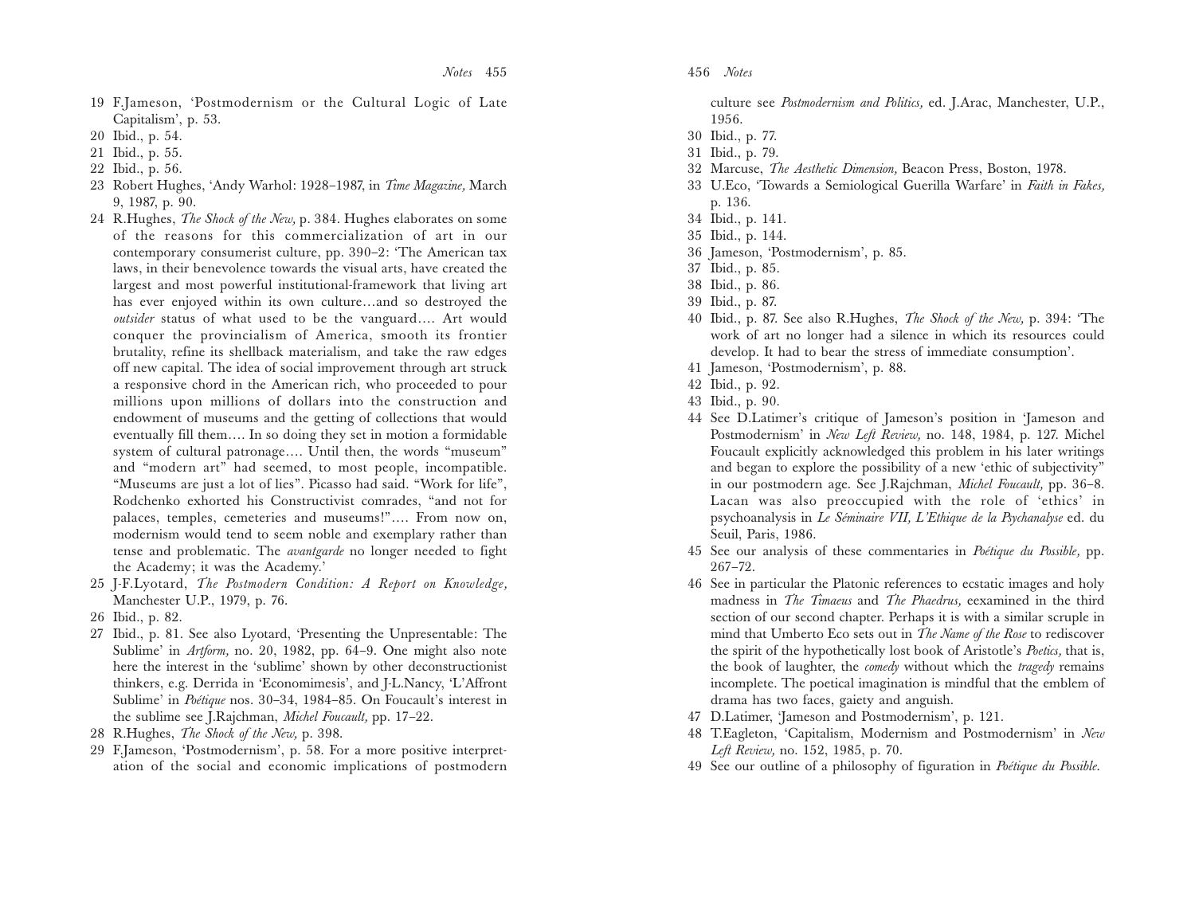19 F.Jameson, 'Postmodernism or the Cultural Logic of Late Capitalism', p. 53.

20 Ibid., p. 54.

21 Ibid., p. 55.

22 Ibid., p. 56.

23 Robert Hughes, 'Andy Warhol: 1928–1987, in *Time Magazine,* March 9, 1987, p. 90.

24 R.Hughes, *The Shock of the New,* p. 384. Hughes elaborates on some of the reasons for this commercialization of art in our contemporary consumerist culture, pp. 390–2: 'The American tax laws, in their benevolence towards the visual arts, have created the largest and most powerful institutional-framework that living art has ever enjoyed within its own culture…and so destroyed the *outsider* status of what used to be the vanguard…. Art would conquer the provincialism of America, smooth its frontier brutality, refine its shellback materialism, and take the raw edges off new capital. The idea of social improvement through art struck a responsive chord in the American rich, who proceeded to pour millions upon millions of dollars into the construction and endowment of museums and the getting of collections that would eventually fill them…. In so doing they set in motion a formidable system of cultural patronage…. Until then, the words "museum" and "modern art" had seemed, to most people, incompatible. "Museums are just a lot of lies". Picasso had said. "Work for life", Rodchenko exhorted his Constructivist comrades, "and not for palaces, temples, cemeteries and museums!"…. From now on, modernism would tend to seem noble and exemplary rather than tense and problematic. The *avantgarde* no longer needed to fight the Academy; it was the Academy.'

25 J-F.Lyotard, *The Postmodern Condition: A Report on Knowledge,* Manchester U.P., 1979, p. 76.

26 Ibid., p. 82.

27 Ibid., p. 81. See also Lyotard, 'Presenting the Unpresentable: The Sublime' in *Artform,* no. 20, 1982, pp. 64–9. One might also note here the interest in the 'sublime' shown by other deconstructionist thinkers, e.g. Derrida in 'Economimesis', and J-L.Nancy, 'L'Affront Sublime' in *Poétique* nos. 30–34, 1984–85. On Foucault's interest in the sublime see J.Rajchman, *Michel Foucault,* pp. 17–22.

28 R.Hughes, *The Shock of the New,* p. 398.

29 F.Jameson, 'Postmodernism', p. 58. For a more positive interpretation of the social and economic implications of postmodern culture see *Postmodernism and Politics,* ed. J.Arac, Manchester, U.P., 1956.

30 Ibid., p. 77.

31 Ibid., p. 79.

32 Marcuse, *The Aesthetic Dimension,* Beacon Press, Boston, 1978.

33 U.Eco, 'Towards a Semiological Guerilla Warfare' in *Faith in Fakes,* p. 136.

34 Ibid., p. 141.

35 Ibid., p. 144.

36 Jameson, 'Postmodernism', p. 85.

37 Ibid., p. 85.

38 Ibid., p. 86.

39 Ibid., p. 87.

40 Ibid., p. 87. See also R.Hughes, *The Shock of the New,* p. 394: 'The work of art no longer had a silence in which its resources could develop. It had to bear the stress of immediate consumption'.

41 Jameson, 'Postmodernism', p. 88.

42 Ibid., p. 92.

43 Ibid., p. 90.

44 See D.Latimer's critique of Jameson's position in 'Jameson and Postmodernism' in *New Left Review,* no. 148, 1984, p. 127. Michel Foucault explicitly acknowledged this problem in his later writings and began to explore the possibility of a new 'ethic of subjectivity" in our postmodern age. See J.Rajchman, *Michel Foucault,* pp. 36–8. Lacan was also preoccupied with the role of 'ethics' in psychoanalysis in *Le Séminaire VII, L'Ethique de la Psychanalyse* ed. du Seuil, Paris, 1986.

45 See our analysis of these commentaries in *Poétique du Possible,* pp. 267–72.

46 See in particular the Platonic references to ecstatic images and holy madness in *The Timaeus* and *The Phaedrus,* eexamined in the third section of our second chapter. Perhaps it is with a similar scruple in mind that Umberto Eco sets out in *The Name of the Rose* to rediscover the spirit of the hypothetically lost book of Aristotle's *Poetics,* that is, the book of laughter, the *comedy* without which the *tragedy* remains incomplete. The poetical imagination is mindful that the emblem of drama has two faces, gaiety and anguish.

47 D.Latimer, 'Jameson and Postmodernism', p. 121.

48 T.Eagleton, 'Capitalism, Modernism and Postmodernism' in *New Left Review,* no. 152, 1985, p. 70.

49 See our outline of a philosophy of figuration in *Poétique du Possible.*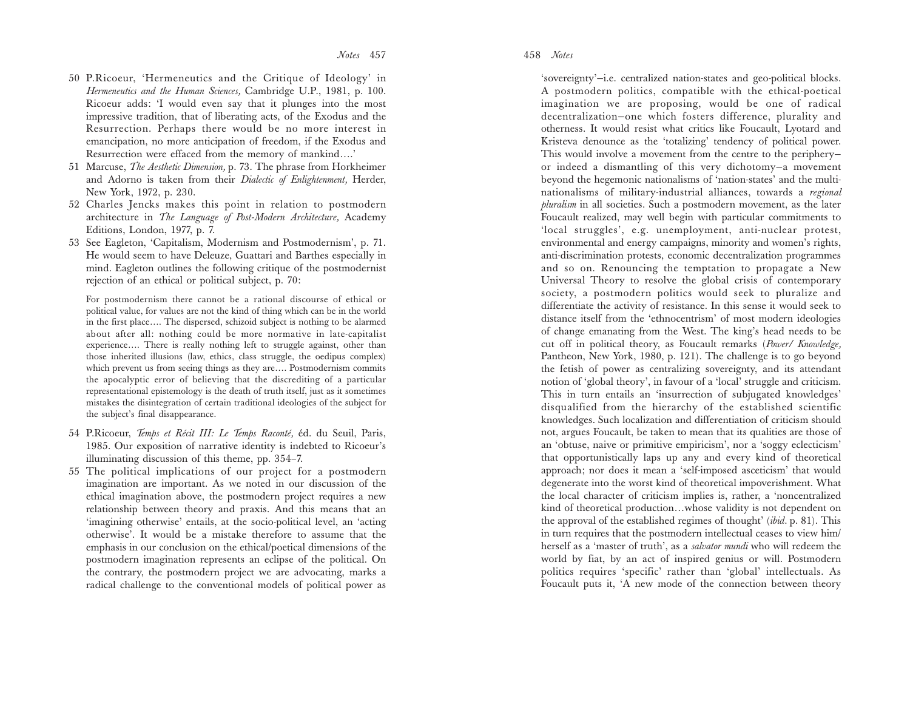50 P.Ricoeur, 'Hermeneutics and the Critique of Ideology' in *Hermeneutics and the Human Sciences,* Cambridge U.P., 1981, p. 100. Ricoeur adds: 'I would even say that it plunges into the most impressive tradition, that of liberating acts, of the Exodus and the Resurrection. Perhaps there would be no more interest in emancipation, no more anticipation of freedom, if the Exodus and Resurrection were effaced from the memory of mankind….'

51 Marcuse, *The Aesthetic Dimension,* p. 73. The phrase from Horkheimer and Adorno is taken from their *Dialectic of Enlightenment,* Herder, New York, 1972, p. 230.

52 Charles Jencks makes this point in relation to postmodern architecture in *The Language of Post-Modern Architecture,* Academy Editions, London, 1977, p. 7.

53 See Eagleton, 'Capitalism, Modernism and Postmodernism', p. 71. He would seem to have Deleuze, Guattari and Barthes especially in mind. Eagleton outlines the following critique of the postmodernist rejection of an ethical or political subject, p. 70:

> For postmodernism there cannot be a rational discourse of ethical or political value, for values are not the kind of thing which can be in the world in the first place…. The dispersed, schizoid subject is nothing to be alarmed about after all: nothing could be more normative in late-capitalist experience…. There is really nothing left to struggle against, other than those inherited illusions (law, ethics, class struggle, the oedipus complex) which prevent us from seeing things as they are…. Postmodernism commits the apocalyptic error of believing that the discrediting of a particular representational epistemology is the death of truth itself, just as it sometimes mistakes the disintegration of certain traditional ideologies of the subject for the subject's final disappearance.

54 P.Ricoeur, *Temps et Récit III: Le Temps Raconté,* éd. du Seuil, Paris, 1985. Our exposition of narrative identity is indebted to Ricoeur's illuminating discussion of this theme, pp. 354–7.

55 The political implications of our project for a postmodern imagination are important. As we noted in our discussion of the ethical imagination above, the postmodern project requires a new relationship between theory and praxis. And this means that an 'imagining otherwise' entails, at the socio-political level, an 'acting otherwise'. It would be a mistake therefore to assume that the emphasis in our conclusion on the ethical/poetical dimensions of the postmodern imagination represents an eclipse of the political. On the contrary, the postmodern project we are advocating, marks a radical challenge to the conventional models of political power as 'sovereignty'—i.e. centralized nation-states and geo-political blocks. A postmodern politics, compatible with the ethical-poetical imagination we are proposing, would be one of radical decentralization—one which fosters difference, plurality and otherness. It would resist what critics like Foucault, Lyotard and Kristeva denounce as the 'totalizing' tendency of political power. This would involve a movement from the centre to the periphery—or indeed a dismantling of this very dichotomy—a movement beyond the hegemonic nationalisms of 'nation-states' and the multi-nationalisms of military-industrial alliances, towards a *regional pluralism* in all societies. Such a postmodern movement, as the later Foucault realized, may well begin with particular commitments to 'local struggles', e.g. unemployment, anti-nuclear protest, environmental and energy campaigns, minority and women's rights, anti-discrimination protests, economic decentralization programmes and so on. Renouncing the temptation to propagate a New Universal Theory to resolve the global crisis of contemporary society, a postmodern politics would seek to pluralize and differentiate the activity of resistance. In this sense it would seek to distance itself from the 'ethnocentrism' of most modern ideologies of change emanating from the West. The king's head needs to be cut off in political theory, as Foucault remarks (*Power/ Knowledge,* Pantheon, New York, 1980, p. 121). The challenge is to go beyond the fetish of power as centralizing sovereignty, and its attendant notion of 'global theory', in favour of a 'local' struggle and criticism. This in turn entails an 'insurrection of subjugated knowledges' disqualified from the hierarchy of the established scientific knowledges. Such localization and differentiation of criticism should not, argues Foucault, be taken to mean that its qualities are those of an 'obtuse, naive or primitive empiricism', nor a 'soggy eclecticism' that opportunistically laps up any and every kind of theoretical approach; nor does it mean a 'self-imposed asceticism' that would degenerate into the worst kind of theoretical impoverishment. What the local character of criticism implies is, rather, a 'noncentralized kind of theoretical production…whose validity is not dependent on the approval of the established regimes of thought' (*ibid.* p. 81). This in turn requires that the postmodern intellectual ceases to view him/herself as a 'master of truth', as a *salvator mundi* who will redeem the world by fiat, by an act of inspired genius or will. Postmodern politics requires 'specific' rather than 'global' intellectuals. As Foucault puts it, 'A new mode of the connection between theory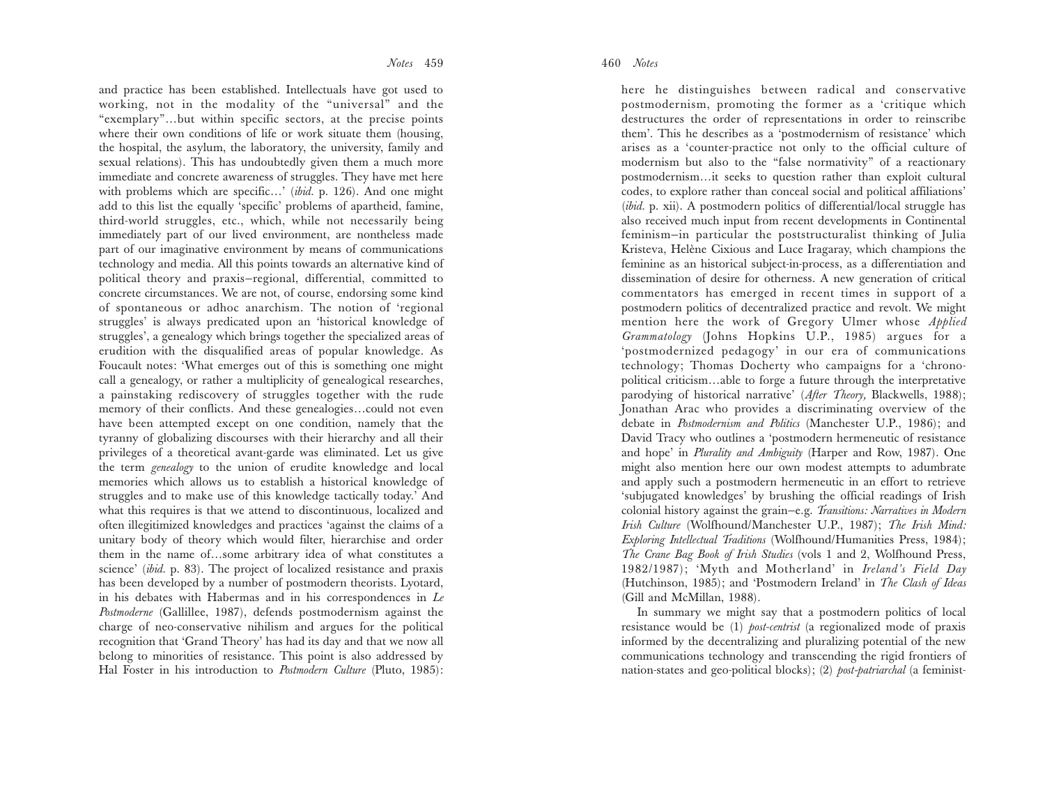and practice has been established. Intellectuals have got used to working, not in the modality of the "universal" and the "exemplary"...but within specific sectors, at the precise points where their own conditions of life or work situate them (housing, the hospital, the asylum, the laboratory, the university, family and sexual relations). This has undoubtedly given them a much more immediate and concrete awareness of struggles. They have met here with problems which are specific...' (*ibid.* p. 126). And one might add to this list the equally 'specific' problems of apartheid, famine, third-world struggles, etc., which, while not necessarily being immediately part of our lived environment, are nontheless made part of our imaginative environment by means of communications technology and media. All this points towards an alternative kind of political theory and praxis–regional, differential, committed to concrete circumstances. We are not, of course, endorsing some kind of spontaneous or adhoc anarchism. The notion of 'regional struggles' is always predicated upon an 'historical knowledge of struggles', a genealogy which brings together the specialized areas of erudition with the disqualified areas of popular knowledge. As Foucault notes: 'What emerges out of this is something one might call a genealogy, or rather a multiplicity of genealogical researches, a painstaking rediscovery of struggles together with the rude memory of their conflicts. And these genealogies...could not even have been attempted except on one condition, namely that the tyranny of globalizing discourses with their hierarchy and all their privileges of a theoretical avant-garde was eliminated. Let us give the term *genealogy* to the union of erudite knowledge and local memories which allows us to establish a historical knowledge of struggles and to make use of this knowledge tactically today.' And what this requires is that we attend to discontinuous, localized and often illegitimized knowledges and practices 'against the claims of a unitary body of theory which would filter, hierarchise and order them in the name of...some arbitrary idea of what constitutes a science' (*ibid.* p. 83). The project of localized resistance and praxis has been developed by a number of postmodern theorists. Lyotard, in his debates with Habermas and in his correspondences in *Le Postmoderne* (Gallillee, 1987), defends postmodernism against the charge of neo-conservative nihilism and argues for the political recognition that 'Grand Theory' has had its day and that we now all belong to minorities of resistance. This point is also addressed by Hal Foster in his introduction to *Postmodern Culture* (Pluto, 1985): here he distinguishes between radical and conservative postmodernism, promoting the former as a 'critique which destructures the order of representations in order to reinscribe them'. This he describes as a 'postmodernism of resistance' which arises as a 'counter-practice not only to the official culture of modernism but also to the "false normativity" of a reactionary postmodernism...it seeks to question rather than exploit cultural codes, to explore rather than conceal social and political affiliations' (*ibid.* p. xii). A postmodern politics of differential/local struggle has also received much input from recent developments in Continental feminism–in particular the poststructuralist thinking of Julia Kristeva, Helène Cixious and Luce Iragaray, which champions the feminine as an historical subject-in-process, as a differentiation and dissemination of desire for otherness. A new generation of critical commentators has emerged in recent times in support of a postmodern politics of decentralized practice and revolt. We might mention here the work of Gregory Ulmer whose *Applied Grammatology* (Johns Hopkins U.P., 1985) argues for a 'postmodernized pedagogy' in our era of communications technology; Thomas Docherty who campaigns for a 'chrono-political criticism...able to forge a future through the interpretative parodying of historical narrative' (*After Theory,* Blackwells, 1988); Jonathan Arac who provides a discriminating overview of the debate in *Postmodernism and Politics* (Manchester U.P., 1986); and David Tracy who outlines a 'postmodern hermeneutic of resistance and hope' in *Plurality and Ambiguity* (Harper and Row, 1987). One might also mention here our own modest attempts to adumbrate and apply such a postmodern hermeneutic in an effort to retrieve 'subjugated knowledges' by brushing the official readings of Irish colonial history against the grain–e.g. *Transitions: Narratives in Modern Irish Culture* (Wolfhound/Manchester U.P., 1987); *The Irish Mind: Exploring Intellectual Traditions* (Wolfhound/Humanities Press, 1984); *The Crane Bag Book of Irish Studies* (vols 1 and 2, Wolfhound Press, 1982/1987); 'Myth and Motherland' in *Ireland's Field Day* (Hutchinson, 1985); and 'Postmodern Ireland' in *The Clash of Ideas* (Gill and McMillan, 1988).

In summary we might say that a postmodern politics of local resistance would be (1) *post-centrist* (a regionalized mode of praxis informed by the decentralizing and pluralizing potential of the new communications technology and transcending the rigid frontiers of nation-states and geo-political blocks); (2) *post-patriarchal* (a feminist-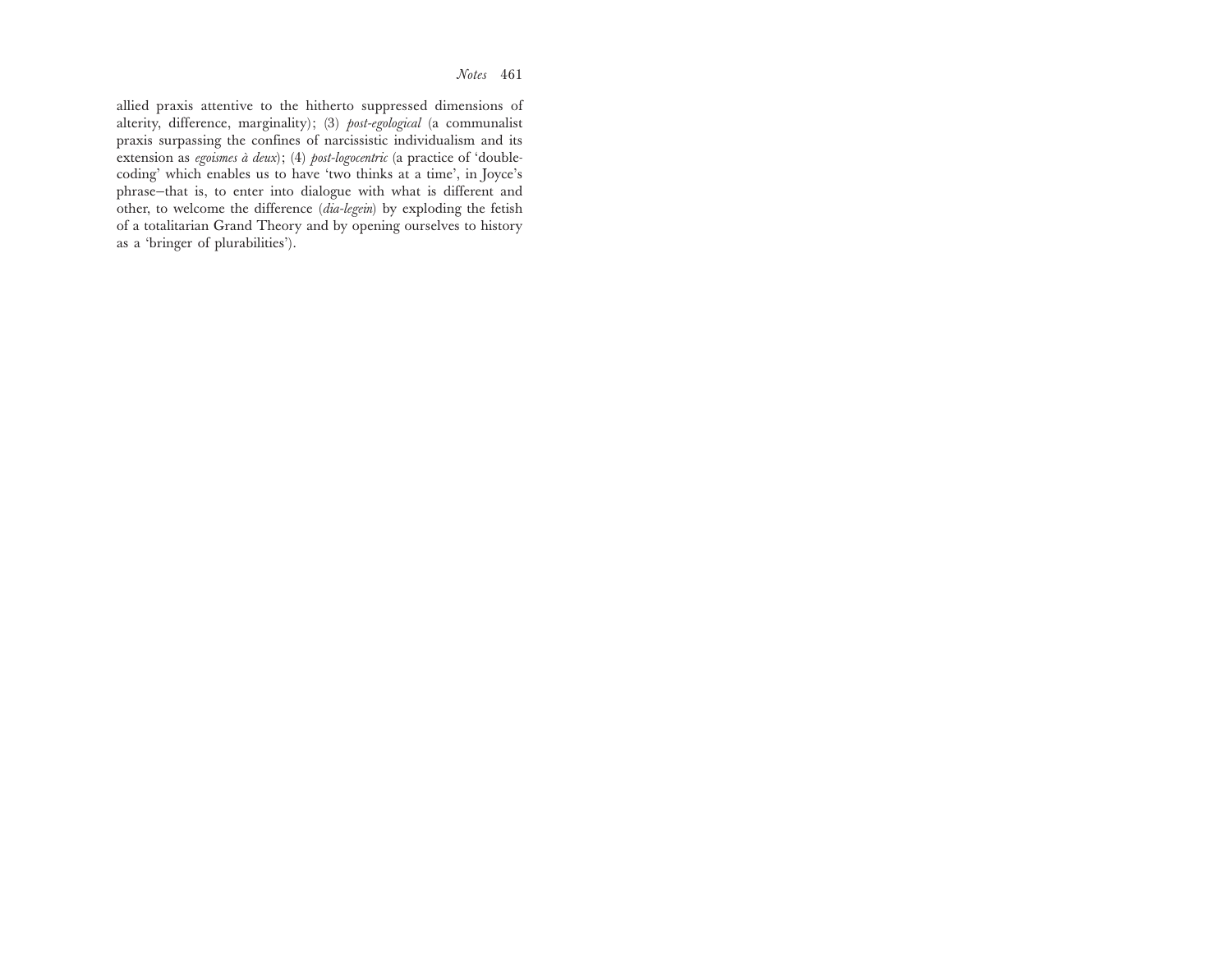allied praxis attentive to the hitherto suppressed dimensions of alterity, difference, marginality); (3) *post-egological* (a communalist praxis surpassing the confines of narcissistic individualism and its extension as *egoismes à deux*); (4) *post-logocentric* (a practice of 'double-coding' which enables us to have 'two thinks at a time', in Joyce's phrase—that is, to enter into dialogue with what is different and other, to welcome the difference (*dia-legein*) by exploding the fetish of a totalitarian Grand Theory and by opening ourselves to history as a 'bringer of plurabilities').